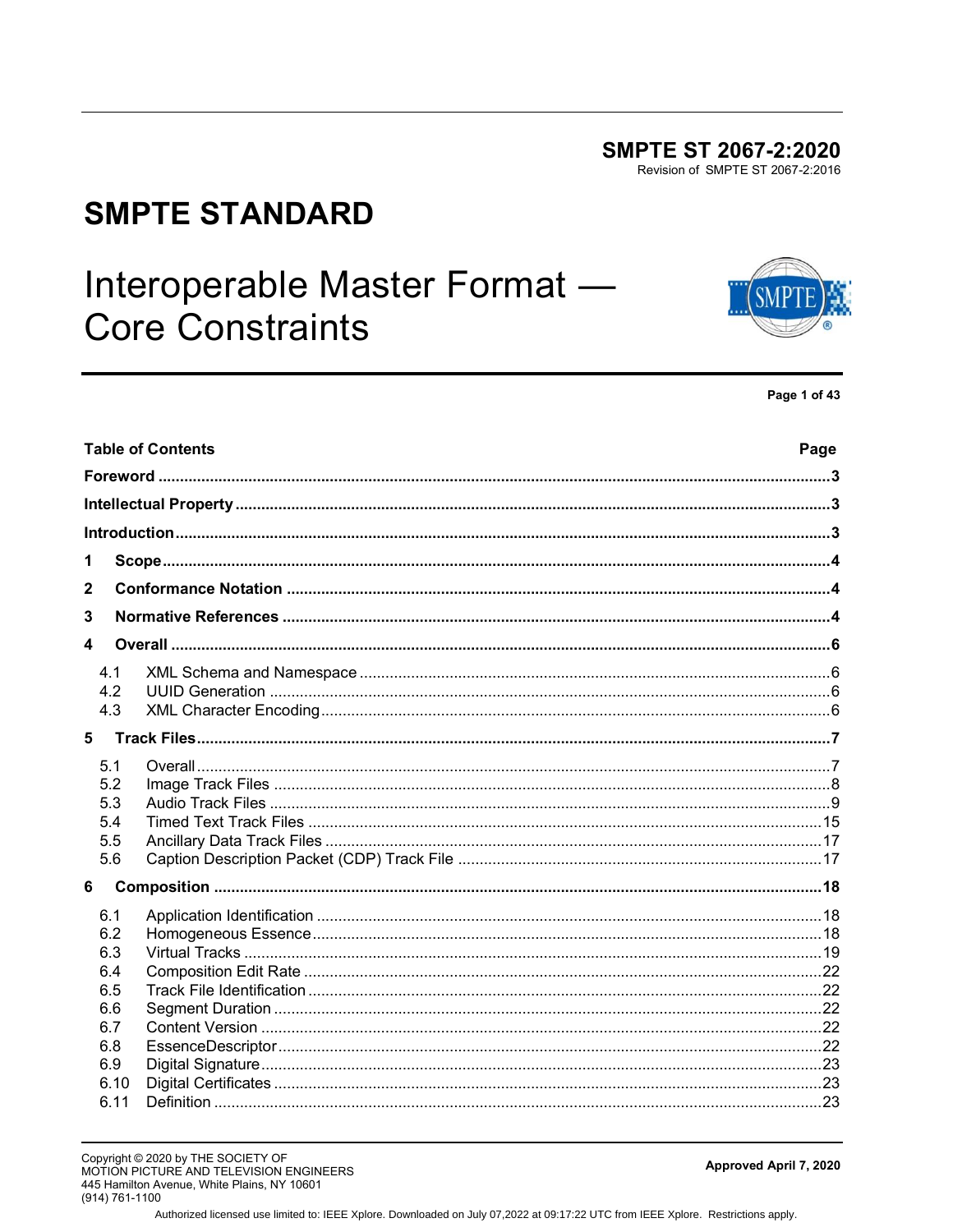**SMPTE ST 2067-2:2020**
Revision of SMPTE ST 2067-2:2016

# SMPTE STANDARD

# Interoperable Master Format — Core Constraints

| Table of Contents | Page |
|---|---|
| **Foreword** | **3** |
| **Intellectual Property** | **3** |
| **Introduction** | **3** |
| **1 Scope** | **4** |
| **2 Conformance Notation** | **4** |
| **3 Normative References** | **4** |
| **4 Overall** | **6** |
| 4.1 XML Schema and Namespace | 6 |
| 4.2 UUID Generation | 6 |
| 4.3 XML Character Encoding | 6 |
| **5 Track Files** | **7** |
| 5.1 Overall | 7 |
| 5.2 Image Track Files | 8 |
| 5.3 Audio Track Files | 9 |
| 5.4 Timed Text Track Files | 15 |
| 5.5 Ancillary Data Track Files | 17 |
| 5.6 Caption Description Packet (CDP) Track File | 17 |
| **6 Composition** | **18** |
| 6.1 Application Identification | 18 |
| 6.2 Homogeneous Essence | 18 |
| 6.3 Virtual Tracks | 19 |
| 6.4 Composition Edit Rate | 22 |
| 6.5 Track File Identification | 22 |
| 6.6 Segment Duration | 22 |
| 6.7 Content Version | 22 |
| 6.8 EssenceDescriptor | 22 |
| 6.9 Digital Signature | 23 |
| 6.10 Digital Certificates | 23 |
| 6.11 Definition | 23 |

Copyright © 2020 by THE SOCIETY OF MOTION PICTURE AND TELEVISION ENGINEERS
445 Hamilton Avenue, White Plains, NY 10601
(914) 761-1100

**Approved April 7, 2020**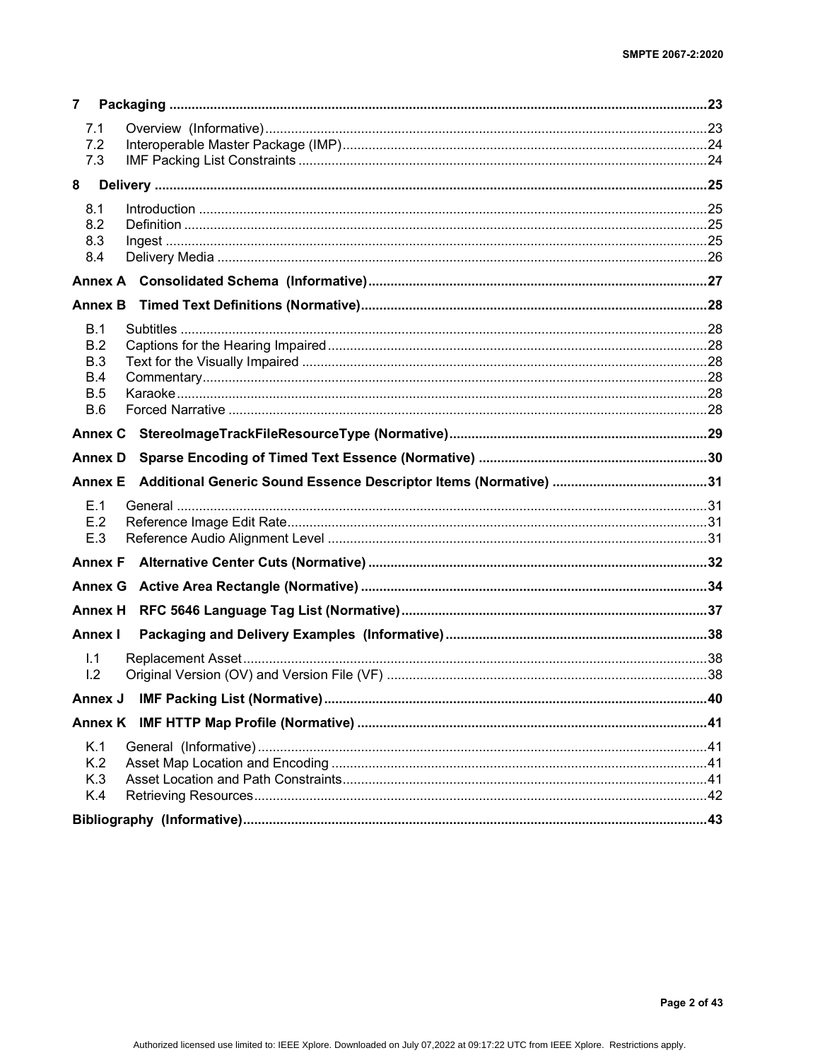**7 Packaging** ........................................................................ 23

- 7.1 Overview (Informative) ........................................................................ 23
- 7.2 Interoperable Master Package (IMP) ........................................................................ 24
- 7.3 IMF Packing List Constraints ........................................................................ 24

**8 Delivery** ........................................................................ 25

- 8.1 Introduction ........................................................................ 25
- 8.2 Definition ........................................................................ 25
- 8.3 Ingest ........................................................................ 25
- 8.4 Delivery Media ........................................................................ 26

**Annex A Consolidated Schema (Informative)** ........................................................................ 27

**Annex B Timed Text Definitions (Normative)** ........................................................................ 28

- B.1 Subtitles ........................................................................ 28
- B.2 Captions for the Hearing Impaired ........................................................................ 28
- B.3 Text for the Visually Impaired ........................................................................ 28
- B.4 Commentary ........................................................................ 28
- B.5 Karaoke ........................................................................ 28
- B.6 Forced Narrative ........................................................................ 28

**Annex C StereoImageTrackFileResourceType (Normative)** ........................................................................ 29

**Annex D Sparse Encoding of Timed Text Essence (Normative)** ........................................................................ 30

**Annex E Additional Generic Sound Essence Descriptor Items (Normative)** ........................................................................ 31

- E.1 General ........................................................................ 31
- E.2 Reference Image Edit Rate ........................................................................ 31
- E.3 Reference Audio Alignment Level ........................................................................ 31

**Annex F Alternative Center Cuts (Normative)** ........................................................................ 32

**Annex G Active Area Rectangle (Normative)** ........................................................................ 34

**Annex H RFC 5646 Language Tag List (Normative)** ........................................................................ 37

**Annex I Packaging and Delivery Examples (Informative)** ........................................................................ 38

- I.1 Replacement Asset ........................................................................ 38
- I.2 Original Version (OV) and Version File (VF) ........................................................................ 38

**Annex J IMF Packing List (Normative)** ........................................................................ 40

**Annex K IMF HTTP Map Profile (Normative)** ........................................................................ 41

- K.1 General (Informative) ........................................................................ 41
- K.2 Asset Map Location and Encoding ........................................................................ 41
- K.3 Asset Location and Path Constraints ........................................................................ 41
- K.4 Retrieving Resources ........................................................................ 42

**Bibliography (Informative)** ........................................................................ 43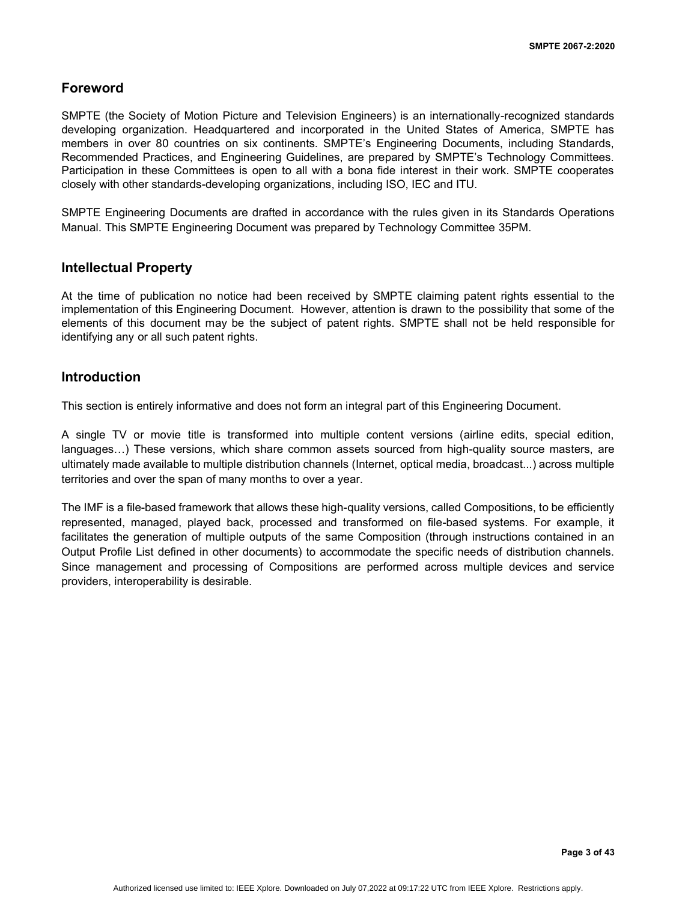## Foreword

SMPTE (the Society of Motion Picture and Television Engineers) is an internationally-recognized standards developing organization. Headquartered and incorporated in the United States of America, SMPTE has members in over 80 countries on six continents. SMPTE's Engineering Documents, including Standards, Recommended Practices, and Engineering Guidelines, are prepared by SMPTE's Technology Committees. Participation in these Committees is open to all with a bona fide interest in their work. SMPTE cooperates closely with other standards-developing organizations, including ISO, IEC and ITU.

SMPTE Engineering Documents are drafted in accordance with the rules given in its Standards Operations Manual. This SMPTE Engineering Document was prepared by Technology Committee 35PM.

## Intellectual Property

At the time of publication no notice had been received by SMPTE claiming patent rights essential to the implementation of this Engineering Document. However, attention is drawn to the possibility that some of the elements of this document may be the subject of patent rights. SMPTE shall not be held responsible for identifying any or all such patent rights.

## Introduction

This section is entirely informative and does not form an integral part of this Engineering Document.

A single TV or movie title is transformed into multiple content versions (airline edits, special edition, languages…) These versions, which share common assets sourced from high-quality source masters, are ultimately made available to multiple distribution channels (Internet, optical media, broadcast...) across multiple territories and over the span of many months to over a year.

The IMF is a file-based framework that allows these high-quality versions, called Compositions, to be efficiently represented, managed, played back, processed and transformed on file-based systems. For example, it facilitates the generation of multiple outputs of the same Composition (through instructions contained in an Output Profile List defined in other documents) to accommodate the specific needs of distribution channels. Since management and processing of Compositions are performed across multiple devices and service providers, interoperability is desirable.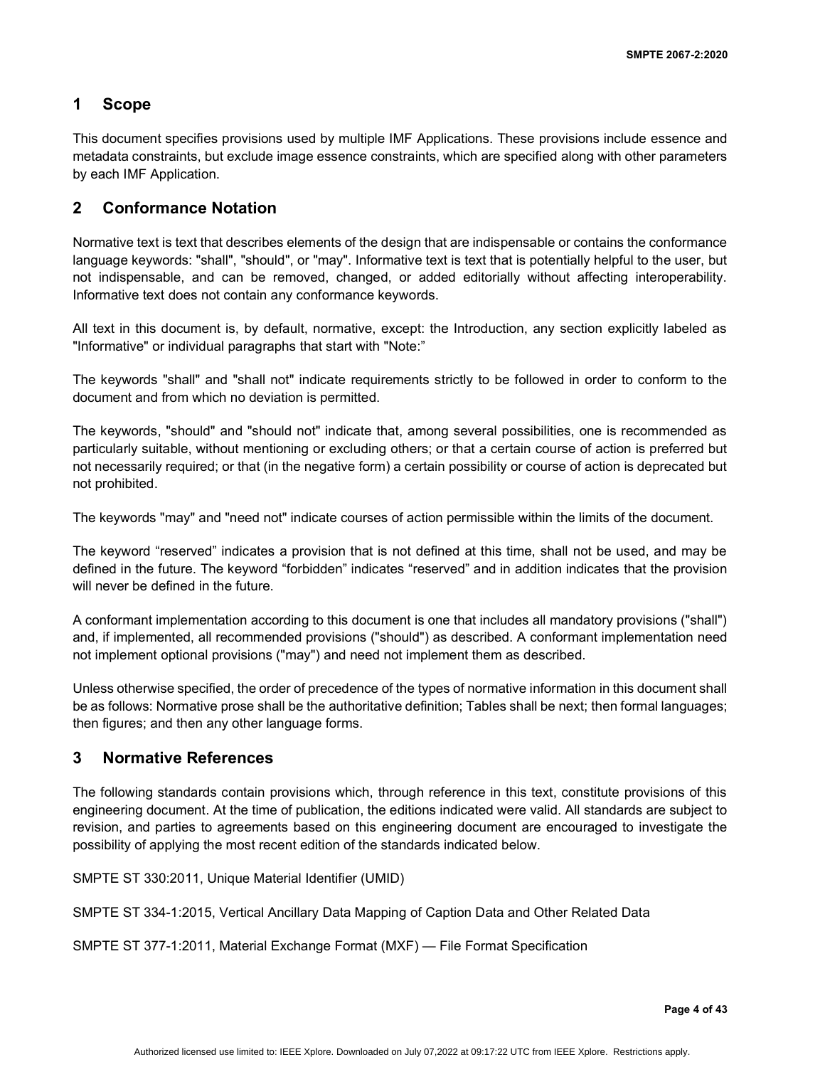## 1 Scope

This document specifies provisions used by multiple IMF Applications. These provisions include essence and metadata constraints, but exclude image essence constraints, which are specified along with other parameters by each IMF Application.

## 2 Conformance Notation

Normative text is text that describes elements of the design that are indispensable or contains the conformance language keywords: "shall", "should", or "may". Informative text is text that is potentially helpful to the user, but not indispensable, and can be removed, changed, or added editorially without affecting interoperability. Informative text does not contain any conformance keywords.

All text in this document is, by default, normative, except: the Introduction, any section explicitly labeled as "Informative" or individual paragraphs that start with "Note:"

The keywords "shall" and "shall not" indicate requirements strictly to be followed in order to conform to the document and from which no deviation is permitted.

The keywords, "should" and "should not" indicate that, among several possibilities, one is recommended as particularly suitable, without mentioning or excluding others; or that a certain course of action is preferred but not necessarily required; or that (in the negative form) a certain possibility or course of action is deprecated but not prohibited.

The keywords "may" and "need not" indicate courses of action permissible within the limits of the document.

The keyword "reserved" indicates a provision that is not defined at this time, shall not be used, and may be defined in the future. The keyword "forbidden" indicates "reserved" and in addition indicates that the provision will never be defined in the future.

A conformant implementation according to this document is one that includes all mandatory provisions ("shall") and, if implemented, all recommended provisions ("should") as described. A conformant implementation need not implement optional provisions ("may") and need not implement them as described.

Unless otherwise specified, the order of precedence of the types of normative information in this document shall be as follows: Normative prose shall be the authoritative definition; Tables shall be next; then formal languages; then figures; and then any other language forms.

## 3 Normative References

The following standards contain provisions which, through reference in this text, constitute provisions of this engineering document. At the time of publication, the editions indicated were valid. All standards are subject to revision, and parties to agreements based on this engineering document are encouraged to investigate the possibility of applying the most recent edition of the standards indicated below.

SMPTE ST 330:2011, Unique Material Identifier (UMID)

SMPTE ST 334-1:2015, Vertical Ancillary Data Mapping of Caption Data and Other Related Data

SMPTE ST 377-1:2011, Material Exchange Format (MXF) — File Format Specification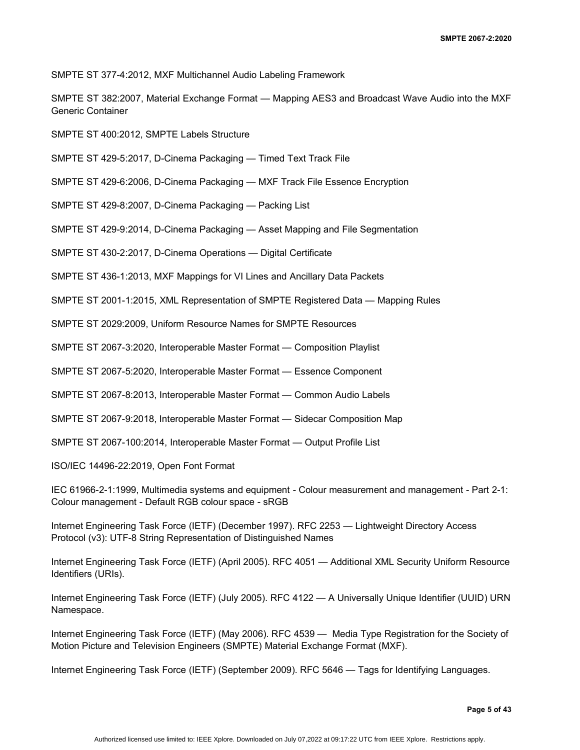SMPTE ST 377-4:2012, MXF Multichannel Audio Labeling Framework

SMPTE ST 382:2007, Material Exchange Format — Mapping AES3 and Broadcast Wave Audio into the MXF Generic Container

SMPTE ST 400:2012, SMPTE Labels Structure

SMPTE ST 429-5:2017, D-Cinema Packaging — Timed Text Track File

SMPTE ST 429-6:2006, D-Cinema Packaging — MXF Track File Essence Encryption

SMPTE ST 429-8:2007, D-Cinema Packaging — Packing List

SMPTE ST 429-9:2014, D-Cinema Packaging — Asset Mapping and File Segmentation

SMPTE ST 430-2:2017, D-Cinema Operations — Digital Certificate

SMPTE ST 436-1:2013, MXF Mappings for VI Lines and Ancillary Data Packets

SMPTE ST 2001-1:2015, XML Representation of SMPTE Registered Data — Mapping Rules

SMPTE ST 2029:2009, Uniform Resource Names for SMPTE Resources

SMPTE ST 2067-3:2020, Interoperable Master Format — Composition Playlist

SMPTE ST 2067-5:2020, Interoperable Master Format — Essence Component

SMPTE ST 2067-8:2013, Interoperable Master Format — Common Audio Labels

SMPTE ST 2067-9:2018, Interoperable Master Format — Sidecar Composition Map

SMPTE ST 2067-100:2014, Interoperable Master Format — Output Profile List

ISO/IEC 14496-22:2019, Open Font Format

IEC 61966-2-1:1999, Multimedia systems and equipment - Colour measurement and management - Part 2-1: Colour management - Default RGB colour space - sRGB

Internet Engineering Task Force (IETF) (December 1997). RFC 2253 — Lightweight Directory Access Protocol (v3): UTF-8 String Representation of Distinguished Names

Internet Engineering Task Force (IETF) (April 2005). RFC 4051 — Additional XML Security Uniform Resource Identifiers (URIs).

Internet Engineering Task Force (IETF) (July 2005). RFC 4122 — A Universally Unique Identifier (UUID) URN Namespace.

Internet Engineering Task Force (IETF) (May 2006). RFC 4539 — Media Type Registration for the Society of Motion Picture and Television Engineers (SMPTE) Material Exchange Format (MXF).

Internet Engineering Task Force (IETF) (September 2009). RFC 5646 — Tags for Identifying Languages.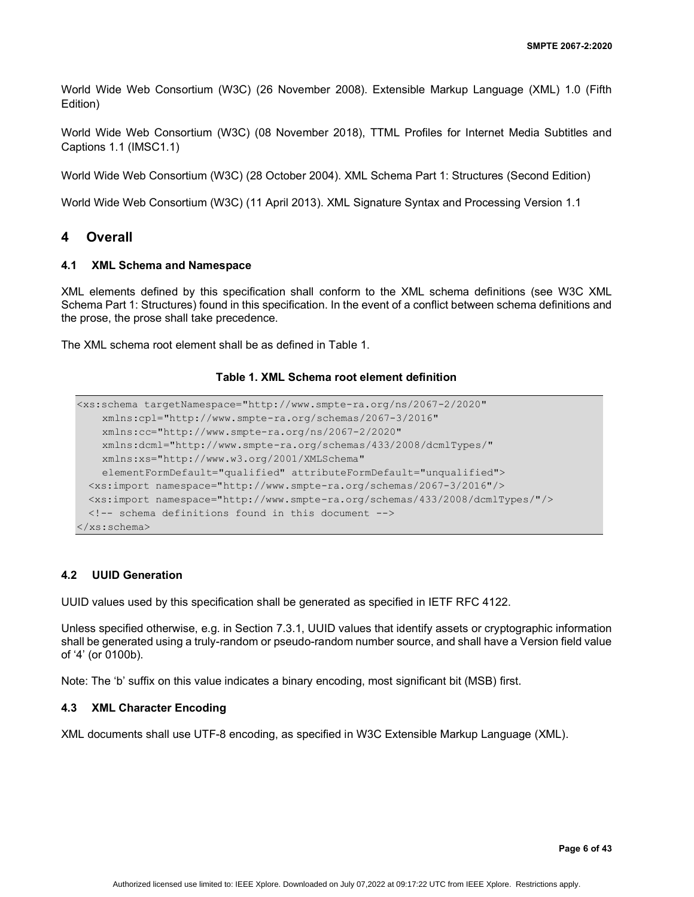World Wide Web Consortium (W3C) (26 November 2008). Extensible Markup Language (XML) 1.0 (Fifth Edition)

World Wide Web Consortium (W3C) (08 November 2018), TTML Profiles for Internet Media Subtitles and Captions 1.1 (IMSC1.1)

World Wide Web Consortium (W3C) (28 October 2004). XML Schema Part 1: Structures (Second Edition)

World Wide Web Consortium (W3C) (11 April 2013). XML Signature Syntax and Processing Version 1.1

# 4 Overall

## 4.1 XML Schema and Namespace

XML elements defined by this specification shall conform to the XML schema definitions (see W3C XML Schema Part 1: Structures) found in this specification. In the event of a conflict between schema definitions and the prose, the prose shall take precedence.

The XML schema root element shall be as defined in Table 1.

**Table 1. XML Schema root element definition**

```
<xs:schema targetNamespace="http://www.smpte-ra.org/ns/2067-2/2020"
    xmlns:cpl="http://www.smpte-ra.org/schemas/2067-3/2016"
    xmlns:cc="http://www.smpte-ra.org/ns/2067-2/2020"
    xmlns:dcml="http://www.smpte-ra.org/schemas/433/2008/dcmlTypes/"
    xmlns:xs="http://www.w3.org/2001/XMLSchema"
    elementFormDefault="qualified" attributeFormDefault="unqualified">
  <xs:import namespace="http://www.smpte-ra.org/schemas/2067-3/2016"/>
  <xs:import namespace="http://www.smpte-ra.org/schemas/433/2008/dcmlTypes/"/>
  <!-- schema definitions found in this document -->
</xs:schema>
```

## 4.2 UUID Generation

UUID values used by this specification shall be generated as specified in IETF RFC 4122.

Unless specified otherwise, e.g. in Section 7.3.1, UUID values that identify assets or cryptographic information shall be generated using a truly-random or pseudo-random number source, and shall have a Version field value of '4' (or 0100b).

Note: The 'b' suffix on this value indicates a binary encoding, most significant bit (MSB) first.

## 4.3 XML Character Encoding

XML documents shall use UTF-8 encoding, as specified in W3C Extensible Markup Language (XML).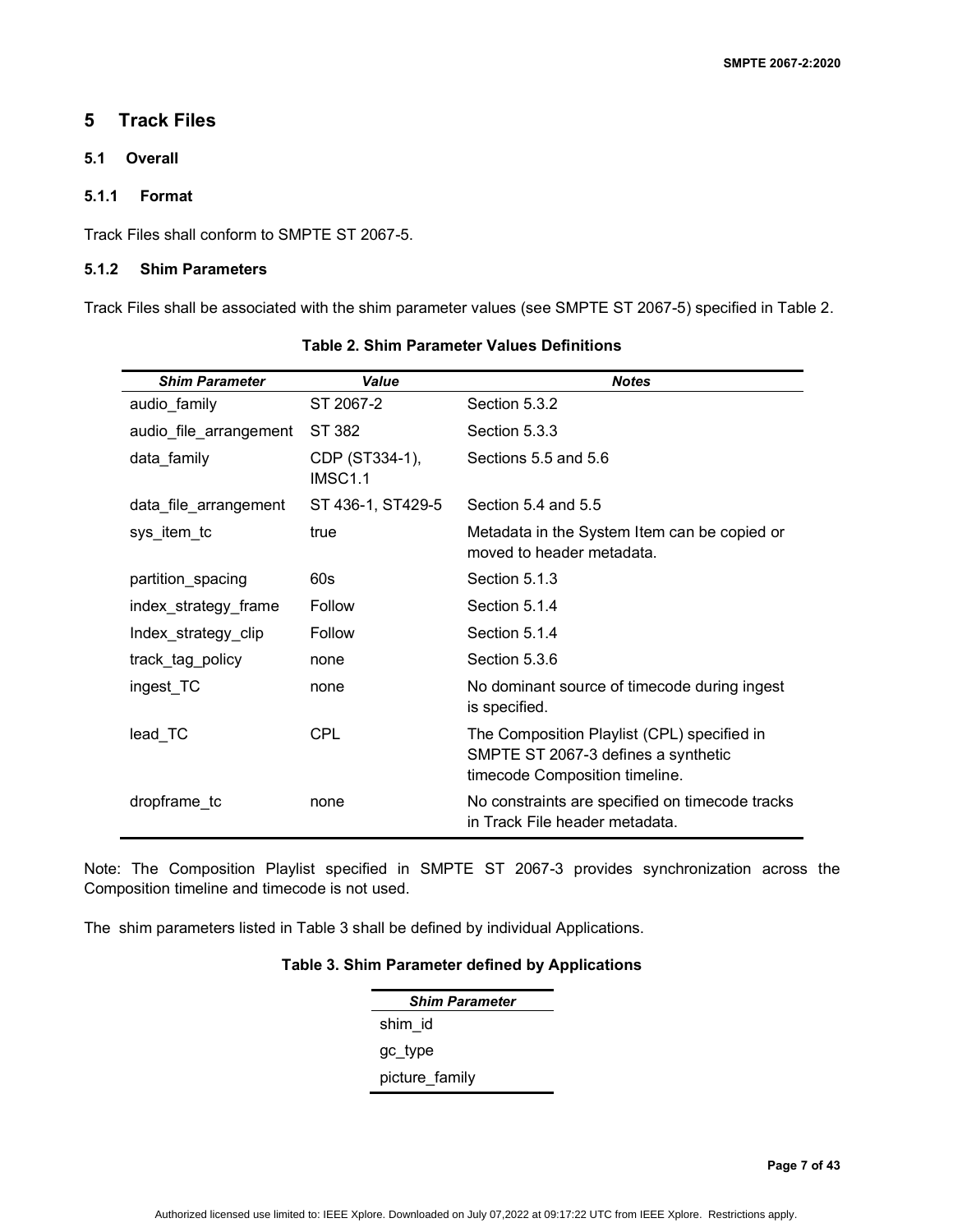# 5 Track Files

## 5.1 Overall

### 5.1.1 Format

Track Files shall conform to SMPTE ST 2067-5.

### 5.1.2 Shim Parameters

Track Files shall be associated with the shim parameter values (see SMPTE ST 2067-5) specified in Table 2.

**Table 2. Shim Parameter Values Definitions**

| *Shim Parameter* | *Value* | *Notes* |
|---|---|---|
| audio_family | ST 2067-2 | Section 5.3.2 |
| audio_file_arrangement | ST 382 | Section 5.3.3 |
| data_family | CDP (ST334-1), IMSC1.1 | Sections 5.5 and 5.6 |
| data_file_arrangement | ST 436-1, ST429-5 | Section 5.4 and 5.5 |
| sys_item_tc | true | Metadata in the System Item can be copied or moved to header metadata. |
| partition_spacing | 60s | Section 5.1.3 |
| index_strategy_frame | Follow | Section 5.1.4 |
| Index_strategy_clip | Follow | Section 5.1.4 |
| track_tag_policy | none | Section 5.3.6 |
| ingest_TC | none | No dominant source of timecode during ingest is specified. |
| lead_TC | CPL | The Composition Playlist (CPL) specified in SMPTE ST 2067-3 defines a synthetic timecode Composition timeline. |
| dropframe_tc | none | No constraints are specified on timecode tracks in Track File header metadata. |

Note: The Composition Playlist specified in SMPTE ST 2067-3 provides synchronization across the Composition timeline and timecode is not used.

The shim parameters listed in Table 3 shall be defined by individual Applications.

**Table 3. Shim Parameter defined by Applications**

| *Shim Parameter* |
|---|
| shim_id |
| gc_type |
| picture_family |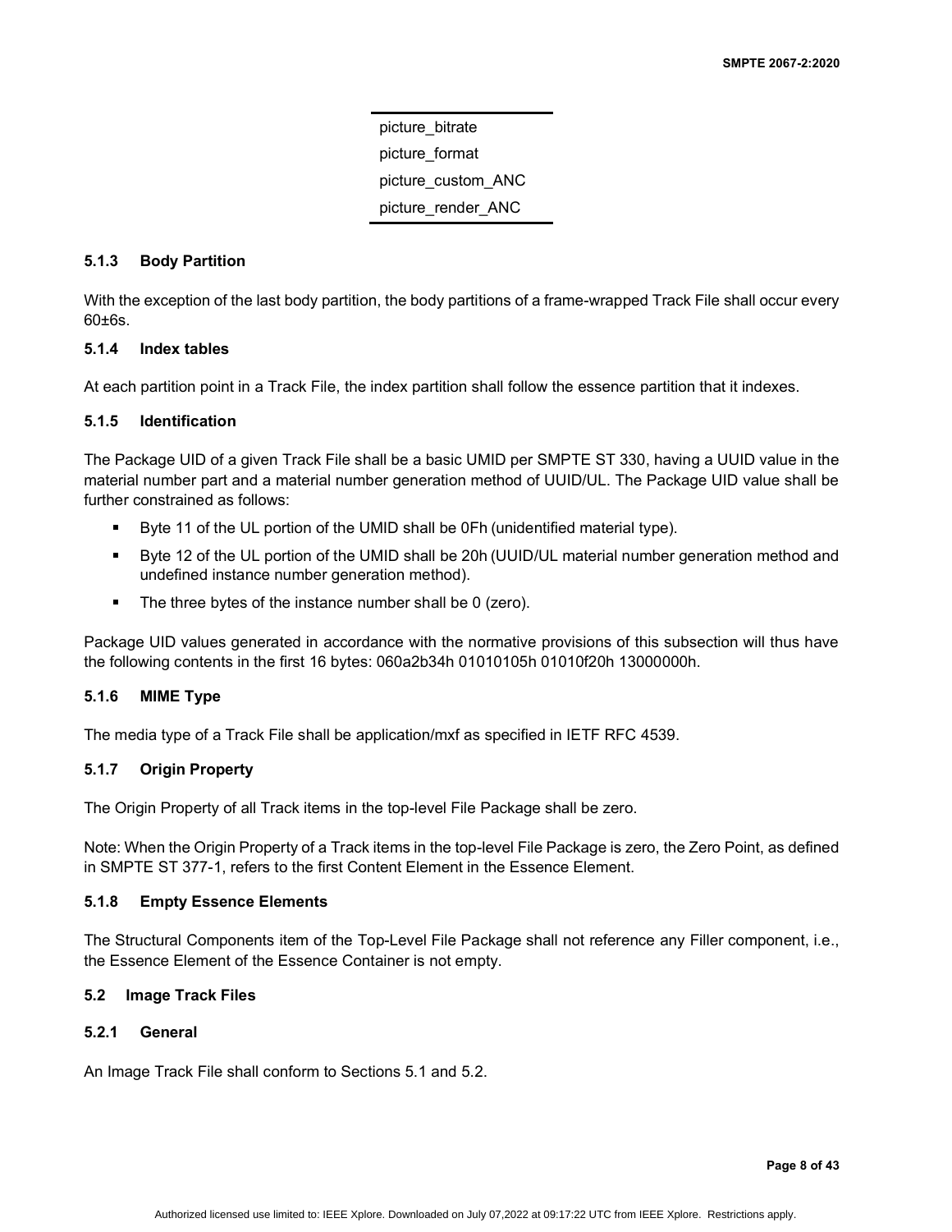| picture_bitrate |
| --- |
| picture_format |
| picture_custom_ANC |
| picture_render_ANC |

### 5.1.3 Body Partition

With the exception of the last body partition, the body partitions of a frame-wrapped Track File shall occur every 60±6s.

### 5.1.4 Index tables

At each partition point in a Track File, the index partition shall follow the essence partition that it indexes.

### 5.1.5 Identification

The Package UID of a given Track File shall be a basic UMID per SMPTE ST 330, having a UUID value in the material number part and a material number generation method of UUID/UL. The Package UID value shall be further constrained as follows:

- Byte 11 of the UL portion of the UMID shall be 0Fh (unidentified material type).
- Byte 12 of the UL portion of the UMID shall be 20h (UUID/UL material number generation method and undefined instance number generation method).
- The three bytes of the instance number shall be 0 (zero).

Package UID values generated in accordance with the normative provisions of this subsection will thus have the following contents in the first 16 bytes: 060a2b34h 01010105h 01010f20h 13000000h.

### 5.1.6 MIME Type

The media type of a Track File shall be application/mxf as specified in IETF RFC 4539.

### 5.1.7 Origin Property

The Origin Property of all Track items in the top-level File Package shall be zero.

Note: When the Origin Property of a Track items in the top-level File Package is zero, the Zero Point, as defined in SMPTE ST 377-1, refers to the first Content Element in the Essence Element.

### 5.1.8 Empty Essence Elements

The Structural Components item of the Top-Level File Package shall not reference any Filler component, i.e., the Essence Element of the Essence Container is not empty.

## 5.2 Image Track Files

### 5.2.1 General

An Image Track File shall conform to Sections 5.1 and 5.2.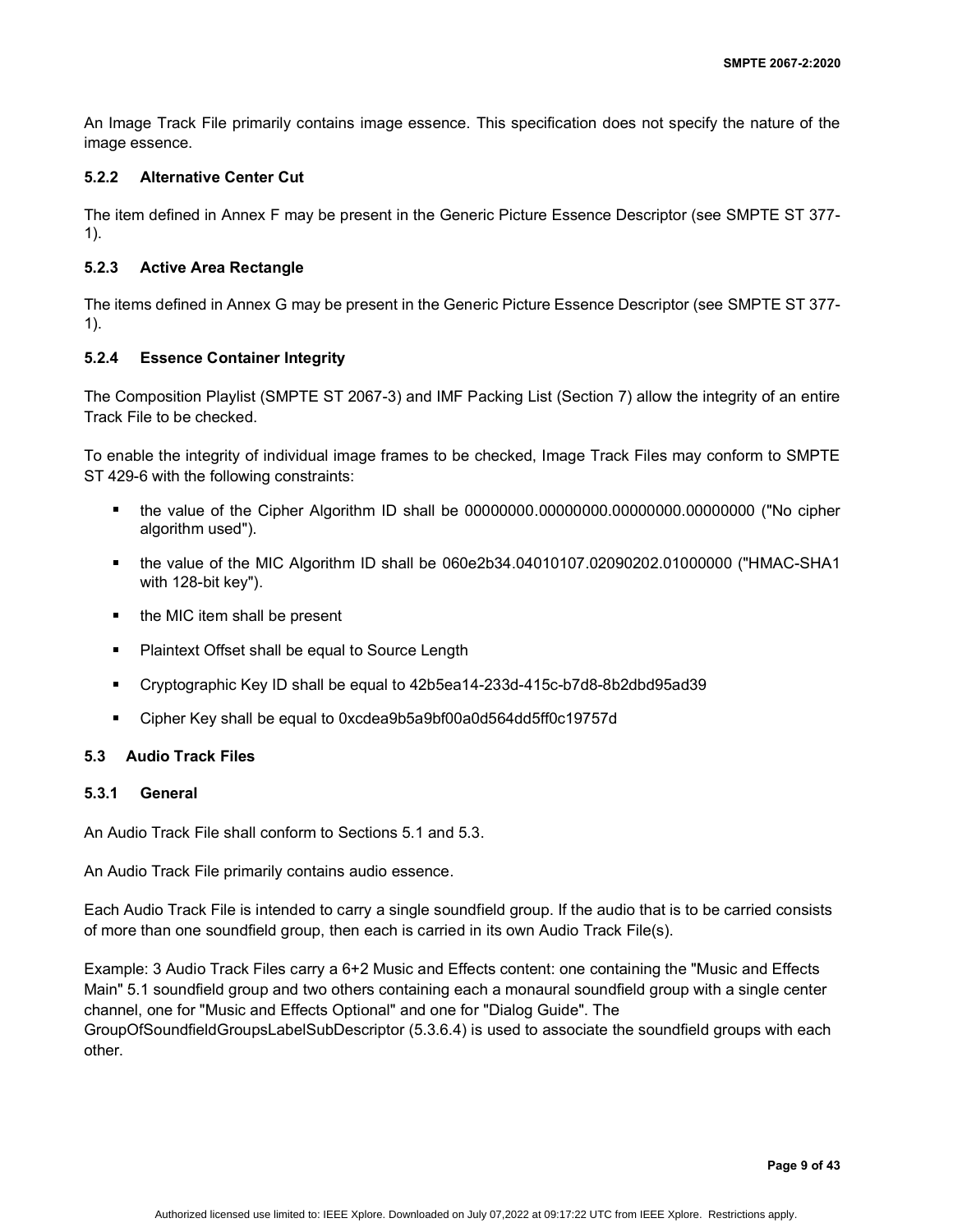An Image Track File primarily contains image essence. This specification does not specify the nature of the image essence.

### 5.2.2 Alternative Center Cut

The item defined in Annex F may be present in the Generic Picture Essence Descriptor (see SMPTE ST 377-1).

### 5.2.3 Active Area Rectangle

The items defined in Annex G may be present in the Generic Picture Essence Descriptor (see SMPTE ST 377-1).

### 5.2.4 Essence Container Integrity

The Composition Playlist (SMPTE ST 2067-3) and IMF Packing List (Section 7) allow the integrity of an entire Track File to be checked.

To enable the integrity of individual image frames to be checked, Image Track Files may conform to SMPTE ST 429-6 with the following constraints:

- the value of the Cipher Algorithm ID shall be 00000000.00000000.00000000.00000000 ("No cipher algorithm used").
- the value of the MIC Algorithm ID shall be 060e2b34.04010107.02090202.01000000 ("HMAC-SHA1 with 128-bit key").
- the MIC item shall be present
- Plaintext Offset shall be equal to Source Length
- Cryptographic Key ID shall be equal to 42b5ea14-233d-415c-b7d8-8b2dbd95ad39
- Cipher Key shall be equal to 0xcdea9b5a9bf00a0d564dd5ff0c19757d

## 5.3 Audio Track Files

### 5.3.1 General

An Audio Track File shall conform to Sections 5.1 and 5.3.

An Audio Track File primarily contains audio essence.

Each Audio Track File is intended to carry a single soundfield group. If the audio that is to be carried consists of more than one soundfield group, then each is carried in its own Audio Track File(s).

Example: 3 Audio Track Files carry a 6+2 Music and Effects content: one containing the "Music and Effects Main" 5.1 soundfield group and two others containing each a monaural soundfield group with a single center channel, one for "Music and Effects Optional" and one for "Dialog Guide". The GroupOfSoundfieldGroupsLabelSubDescriptor (5.3.6.4) is used to associate the soundfield groups with each other.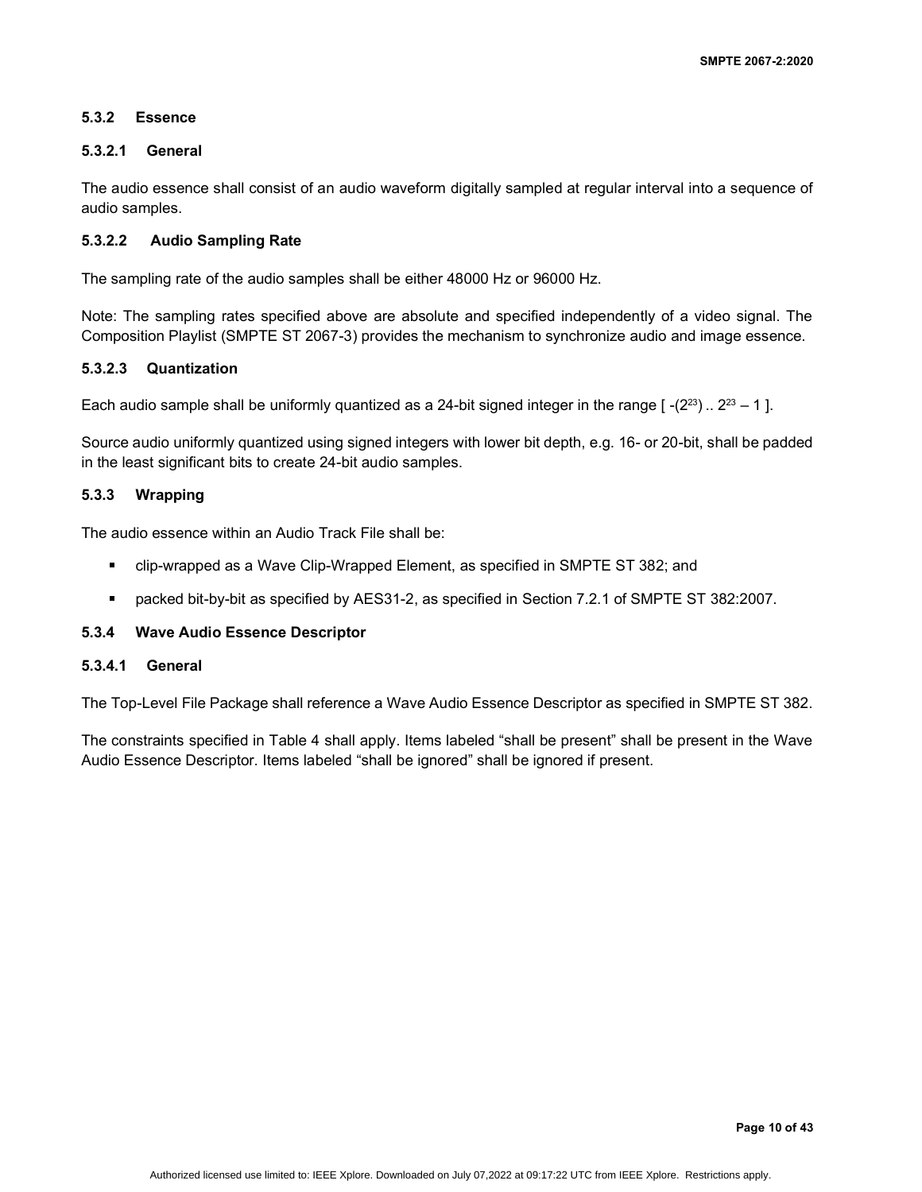### 5.3.2 Essence

#### 5.3.2.1 General

The audio essence shall consist of an audio waveform digitally sampled at regular interval into a sequence of audio samples.

#### 5.3.2.2 Audio Sampling Rate

The sampling rate of the audio samples shall be either 48000 Hz or 96000 Hz.

Note: The sampling rates specified above are absolute and specified independently of a video signal. The Composition Playlist (SMPTE ST 2067-3) provides the mechanism to synchronize audio and image essence.

#### 5.3.2.3 Quantization

Each audio sample shall be uniformly quantized as a 24-bit signed integer in the range [ $-(2^{23})$ .. $2^{23} - 1$ ].

Source audio uniformly quantized using signed integers with lower bit depth, e.g. 16- or 20-bit, shall be padded in the least significant bits to create 24-bit audio samples.

### 5.3.3 Wrapping

The audio essence within an Audio Track File shall be:

- clip-wrapped as a Wave Clip-Wrapped Element, as specified in SMPTE ST 382; and
- packed bit-by-bit as specified by AES31-2, as specified in Section 7.2.1 of SMPTE ST 382:2007.

### 5.3.4 Wave Audio Essence Descriptor

#### 5.3.4.1 General

The Top-Level File Package shall reference a Wave Audio Essence Descriptor as specified in SMPTE ST 382.

The constraints specified in Table 4 shall apply. Items labeled “shall be present” shall be present in the Wave Audio Essence Descriptor. Items labeled “shall be ignored” shall be ignored if present.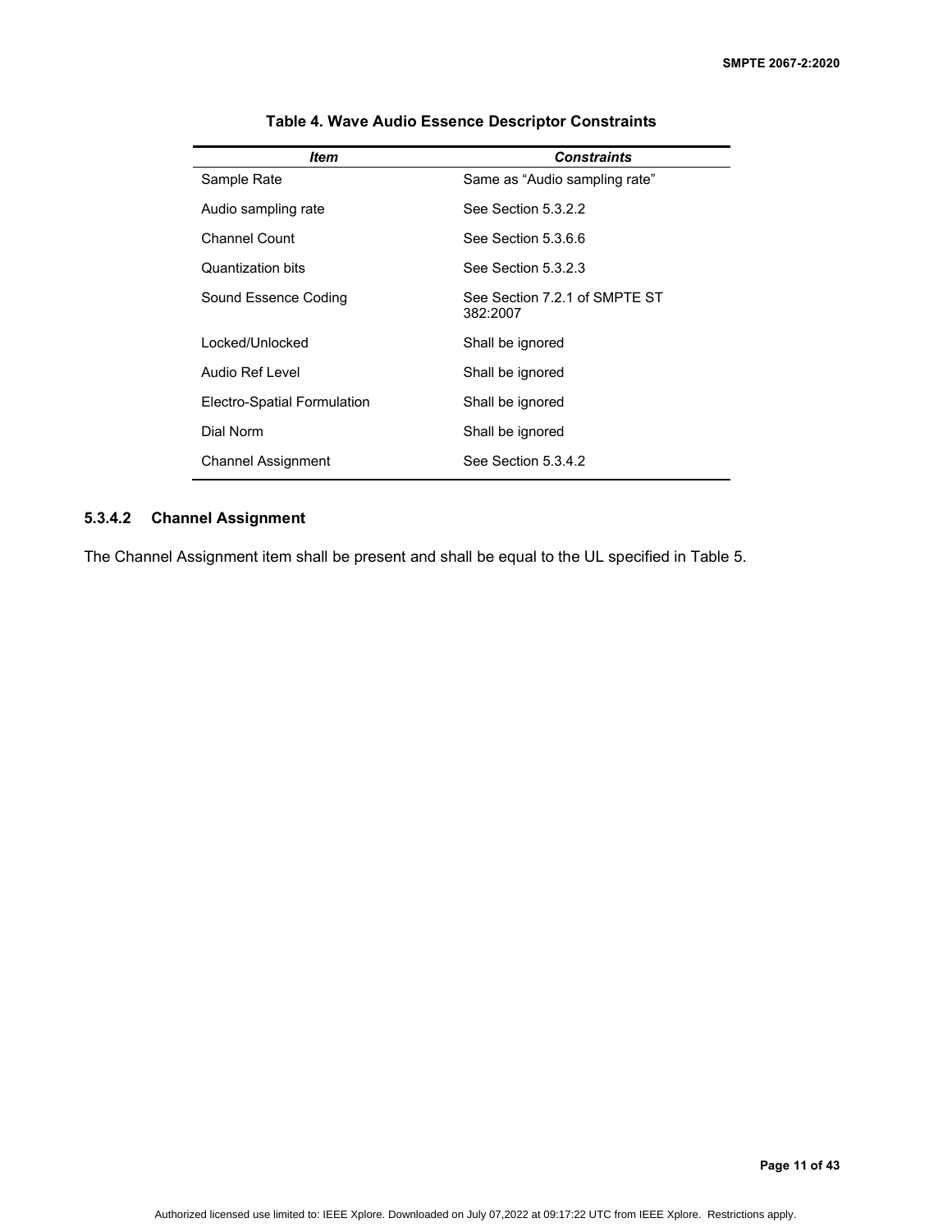**Table 4. Wave Audio Essence Descriptor Constraints**

| *Item* | *Constraints* |
|---|---|
| Sample Rate | Same as “Audio sampling rate” |
| Audio sampling rate | See Section 5.3.2.2 |
| Channel Count | See Section 5.3.6.6 |
| Quantization bits | See Section 5.3.2.3 |
| Sound Essence Coding | See Section 7.2.1 of SMPTE ST 382:2007 |
| Locked/Unlocked | Shall be ignored |
| Audio Ref Level | Shall be ignored |
| Electro-Spatial Formulation | Shall be ignored |
| Dial Norm | Shall be ignored |
| Channel Assignment | See Section 5.3.4.2 |

#### 5.3.4.2 Channel Assignment

The Channel Assignment item shall be present and shall be equal to the UL specified in Table 5.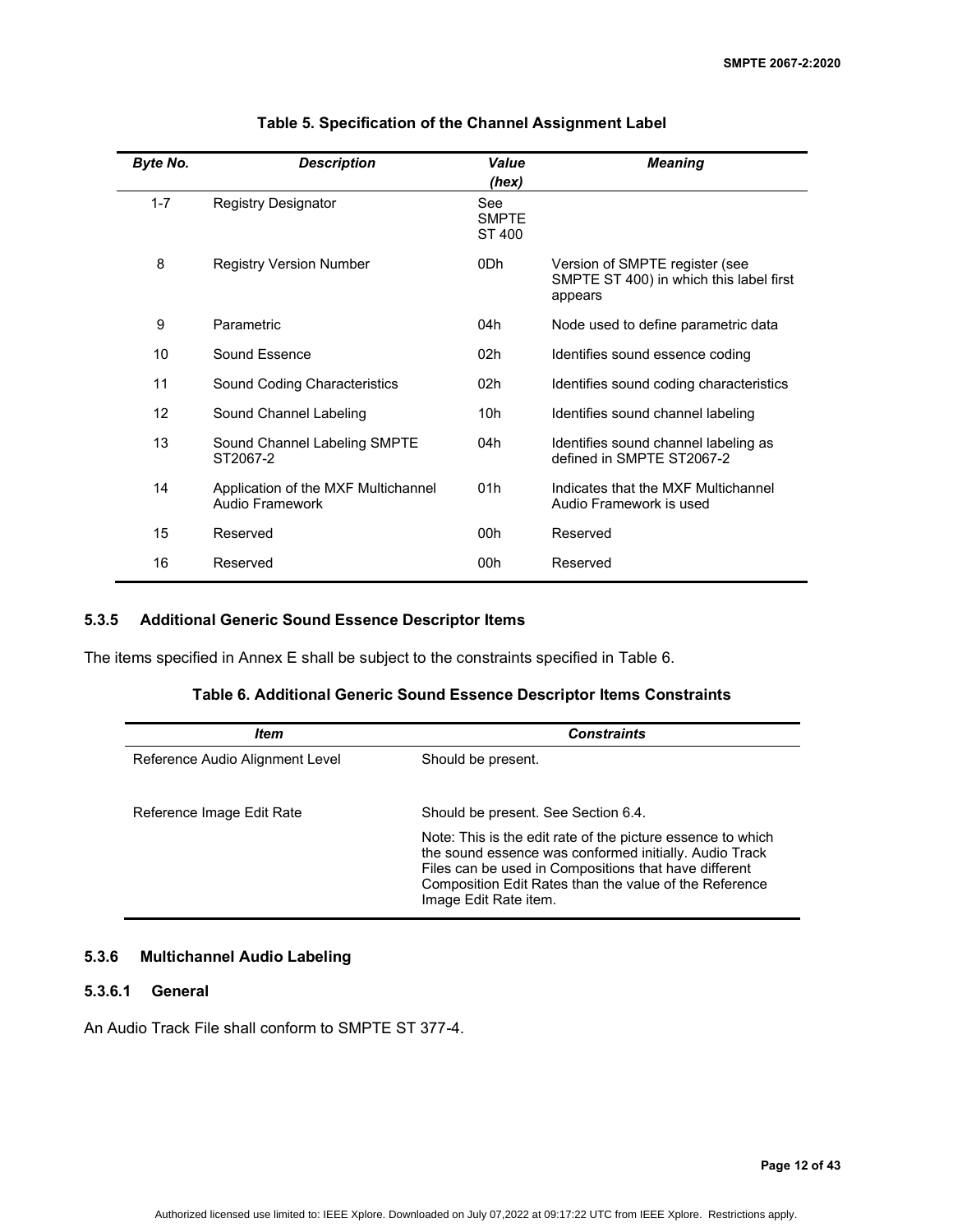**Table 5. Specification of the Channel Assignment Label**

| *Byte No.* | *Description* | *Value (hex)* | *Meaning* |
|---|---|---|---|
| 1-7 | Registry Designator | See SMPTE ST 400 | |
| 8 | Registry Version Number | 0Dh | Version of SMPTE register (see SMPTE ST 400) in which this label first appears |
| 9 | Parametric | 04h | Node used to define parametric data |
| 10 | Sound Essence | 02h | Identifies sound essence coding |
| 11 | Sound Coding Characteristics | 02h | Identifies sound coding characteristics |
| 12 | Sound Channel Labeling | 10h | Identifies sound channel labeling |
| 13 | Sound Channel Labeling SMPTE ST2067-2 | 04h | Identifies sound channel labeling as defined in SMPTE ST2067-2 |
| 14 | Application of the MXF Multichannel Audio Framework | 01h | Indicates that the MXF Multichannel Audio Framework is used |
| 15 | Reserved | 00h | Reserved |
| 16 | Reserved | 00h | Reserved |

### 5.3.5 Additional Generic Sound Essence Descriptor Items

The items specified in Annex E shall be subject to the constraints specified in Table 6.

**Table 6. Additional Generic Sound Essence Descriptor Items Constraints**

| *Item* | *Constraints* |
|---|---|
| Reference Audio Alignment Level | Should be present. |
| Reference Image Edit Rate | Should be present. See Section 6.4.<br><br>Note: This is the edit rate of the picture essence to which the sound essence was conformed initially. Audio Track Files can be used in Compositions that have different Composition Edit Rates than the value of the Reference Image Edit Rate item. |

### 5.3.6 Multichannel Audio Labeling

#### 5.3.6.1 General

An Audio Track File shall conform to SMPTE ST 377-4.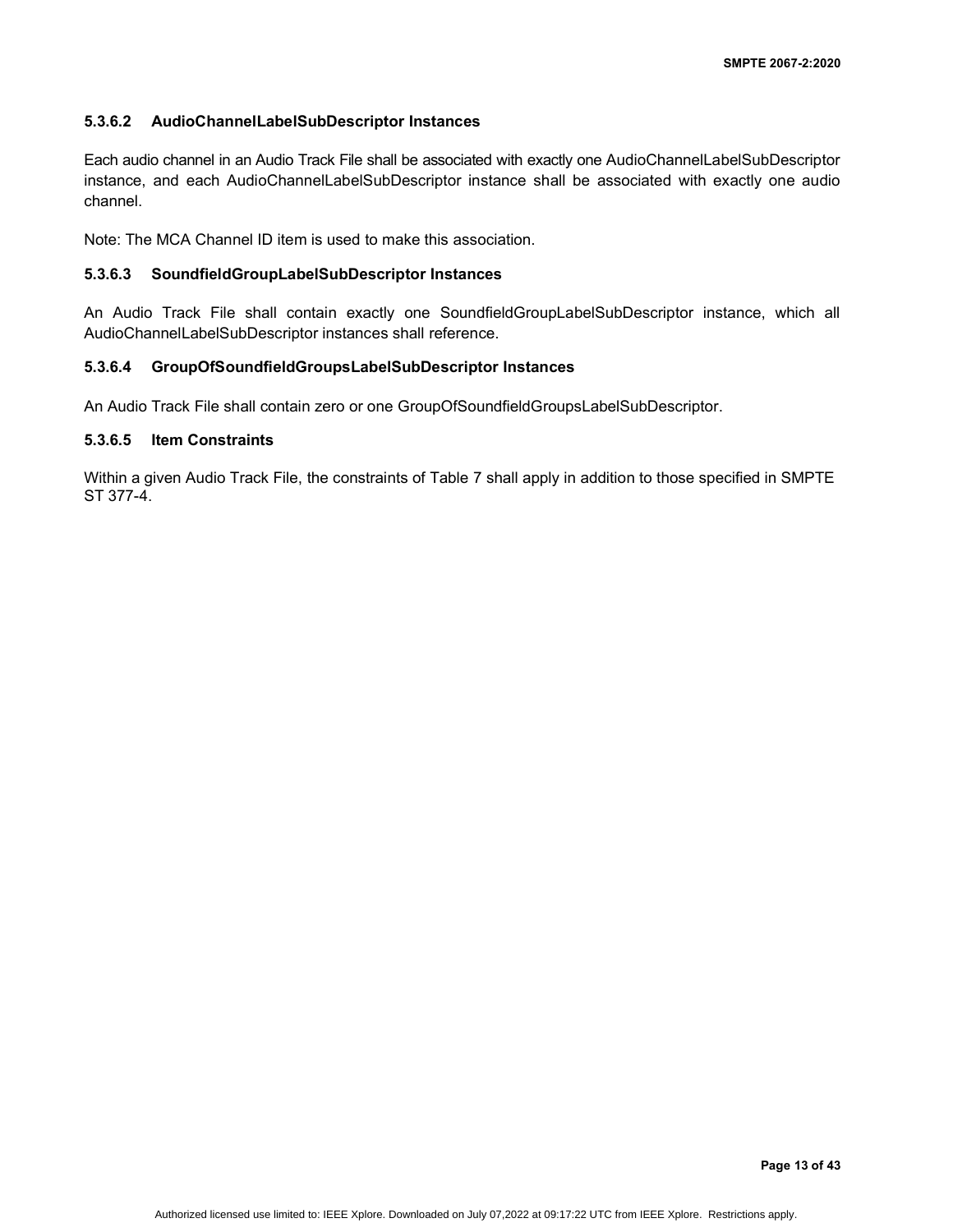#### 5.3.6.2 AudioChannelLabelSubDescriptor Instances

Each audio channel in an Audio Track File shall be associated with exactly one AudioChannelLabelSubDescriptor instance, and each AudioChannelLabelSubDescriptor instance shall be associated with exactly one audio channel.

Note: The MCA Channel ID item is used to make this association.

#### 5.3.6.3 SoundfieldGroupLabelSubDescriptor Instances

An Audio Track File shall contain exactly one SoundfieldGroupLabelSubDescriptor instance, which all AudioChannelLabelSubDescriptor instances shall reference.

#### 5.3.6.4 GroupOfSoundfieldGroupsLabelSubDescriptor Instances

An Audio Track File shall contain zero or one GroupOfSoundfieldGroupsLabelSubDescriptor.

#### 5.3.6.5 Item Constraints

Within a given Audio Track File, the constraints of Table 7 shall apply in addition to those specified in SMPTE ST 377-4.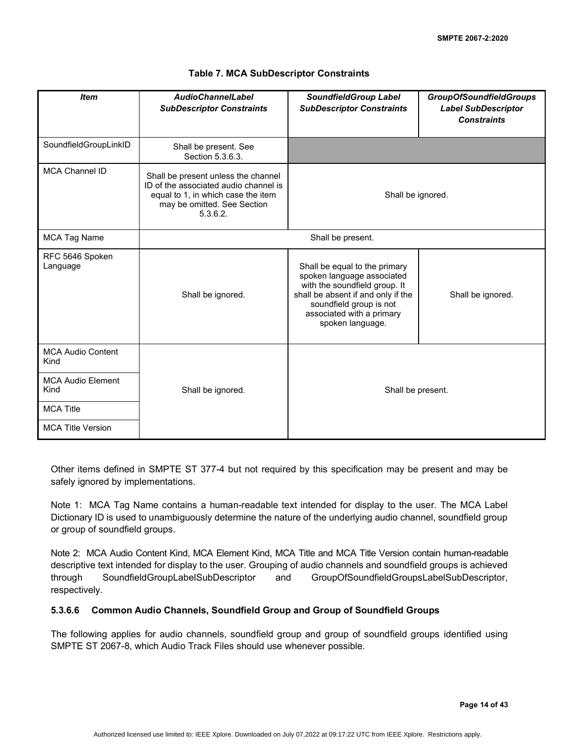**Table 7. MCA SubDescriptor Constraints**

| *Item* | *AudioChannelLabel SubDescriptor Constraints* | *SoundfieldGroup Label SubDescriptor Constraints* | *GroupOfSoundfieldGroups Label SubDescriptor Constraints* |
|---|---|---|---|
| SoundfieldGroupLinkID | Shall be present. See Section 5.3.6.3. | | |
| MCA Channel ID | Shall be present unless the channel ID of the associated audio channel is equal to 1, in which case the item may be omitted. See Section 5.3.6.2. | Shall be ignored. | |
| MCA Tag Name | Shall be present. | | |
| RFC 5646 Spoken Language | Shall be ignored. | Shall be equal to the primary spoken language associated with the soundfield group. It shall be absent if and only if the soundfield group is not associated with a primary spoken language. | Shall be ignored. |
| MCA Audio Content Kind | Shall be ignored. | Shall be present. | |
| MCA Audio Element Kind | | | |
| MCA Title | | | |
| MCA Title Version | | | |

Other items defined in SMPTE ST 377-4 but not required by this specification may be present and may be safely ignored by implementations.

Note 1: MCA Tag Name contains a human-readable text intended for display to the user. The MCA Label Dictionary ID is used to unambiguously determine the nature of the underlying audio channel, soundfield group or group of soundfield groups.

Note 2: MCA Audio Content Kind, MCA Element Kind, MCA Title and MCA Title Version contain human-readable descriptive text intended for display to the user. Grouping of audio channels and soundfield groups is achieved through SoundfieldGroupLabelSubDescriptor and GroupOfSoundfieldGroupsLabelSubDescriptor, respectively.

#### 5.3.6.6 Common Audio Channels, Soundfield Group and Group of Soundfield Groups

The following applies for audio channels, soundfield group and group of soundfield groups identified using SMPTE ST 2067-8, which Audio Track Files should use whenever possible.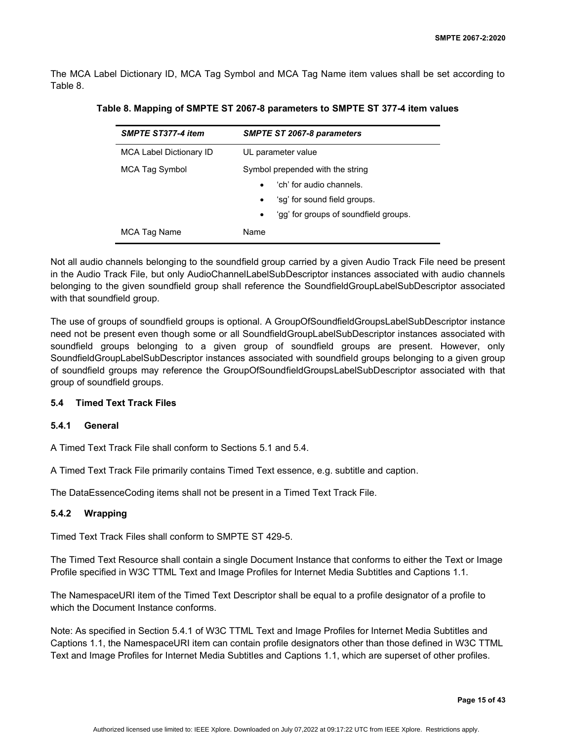The MCA Label Dictionary ID, MCA Tag Symbol and MCA Tag Name item values shall be set according to Table 8.

**Table 8. Mapping of SMPTE ST 2067-8 parameters to SMPTE ST 377-4 item values**

| ***SMPTE ST377-4 item*** | ***SMPTE ST 2067-8 parameters*** |
|---|---|
| MCA Label Dictionary ID | UL parameter value |
| MCA Tag Symbol | Symbol prepended with the string<br>• 'ch' for audio channels.<br>• 'sg' for sound field groups.<br>• 'gg' for groups of soundfield groups. |
| MCA Tag Name | Name |

Not all audio channels belonging to the soundfield group carried by a given Audio Track File need be present in the Audio Track File, but only AudioChannelLabelSubDescriptor instances associated with audio channels belonging to the given soundfield group shall reference the SoundfieldGroupLabelSubDescriptor associated with that soundfield group.

The use of groups of soundfield groups is optional. A GroupOfSoundfieldGroupsLabelSubDescriptor instance need not be present even though some or all SoundfieldGroupLabelSubDescriptor instances associated with soundfield groups belonging to a given group of soundfield groups are present. However, only SoundfieldGroupLabelSubDescriptor instances associated with soundfield groups belonging to a given group of soundfield groups may reference the GroupOfSoundfieldGroupsLabelSubDescriptor associated with that group of soundfield groups.

### 5.4 Timed Text Track Files

#### 5.4.1 General

A Timed Text Track File shall conform to Sections 5.1 and 5.4.

A Timed Text Track File primarily contains Timed Text essence, e.g. subtitle and caption.

The DataEssenceCoding items shall not be present in a Timed Text Track File.

#### 5.4.2 Wrapping

Timed Text Track Files shall conform to SMPTE ST 429-5.

The Timed Text Resource shall contain a single Document Instance that conforms to either the Text or Image Profile specified in W3C TTML Text and Image Profiles for Internet Media Subtitles and Captions 1.1.

The NamespaceURI item of the Timed Text Descriptor shall be equal to a profile designator of a profile to which the Document Instance conforms.

Note: As specified in Section 5.4.1 of W3C TTML Text and Image Profiles for Internet Media Subtitles and Captions 1.1, the NamespaceURI item can contain profile designators other than those defined in W3C TTML Text and Image Profiles for Internet Media Subtitles and Captions 1.1, which are superset of other profiles.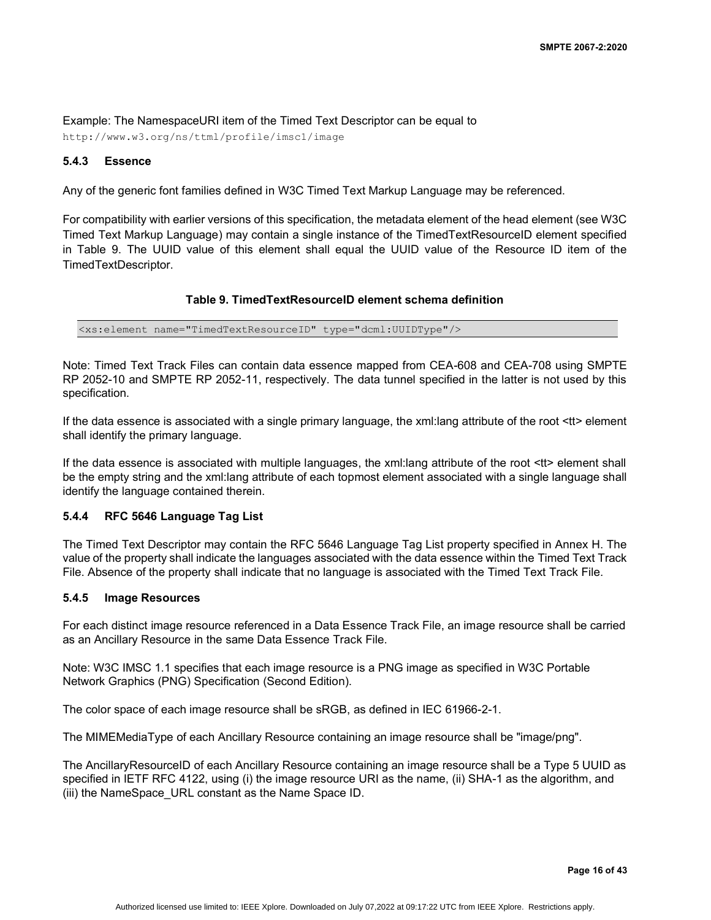Example: The NamespaceURI item of the Timed Text Descriptor can be equal to
`http://www.w3.org/ns/ttml/profile/imsc1/image`

### 5.4.3 Essence

Any of the generic font families defined in W3C Timed Text Markup Language may be referenced.

For compatibility with earlier versions of this specification, the metadata element of the head element (see W3C Timed Text Markup Language) may contain a single instance of the TimedTextResourceID element specified in Table 9. The UUID value of this element shall equal the UUID value of the Resource ID item of the TimedTextDescriptor.

**Table 9. TimedTextResourceID element schema definition**

```
<xs:element name="TimedTextResourceID" type="dcml:UUIDType"/>
```

Note: Timed Text Track Files can contain data essence mapped from CEA-608 and CEA-708 using SMPTE RP 2052-10 and SMPTE RP 2052-11, respectively. The data tunnel specified in the latter is not used by this specification.

If the data essence is associated with a single primary language, the xml:lang attribute of the root <tt> element shall identify the primary language.

If the data essence is associated with multiple languages, the xml:lang attribute of the root <tt> element shall be the empty string and the xml:lang attribute of each topmost element associated with a single language shall identify the language contained therein.

### 5.4.4 RFC 5646 Language Tag List

The Timed Text Descriptor may contain the RFC 5646 Language Tag List property specified in Annex H. The value of the property shall indicate the languages associated with the data essence within the Timed Text Track File. Absence of the property shall indicate that no language is associated with the Timed Text Track File.

### 5.4.5 Image Resources

For each distinct image resource referenced in a Data Essence Track File, an image resource shall be carried as an Ancillary Resource in the same Data Essence Track File.

Note: W3C IMSC 1.1 specifies that each image resource is a PNG image as specified in W3C Portable Network Graphics (PNG) Specification (Second Edition).

The color space of each image resource shall be sRGB, as defined in IEC 61966-2-1.

The MIMEMediaType of each Ancillary Resource containing an image resource shall be "image/png".

The AncillaryResourceID of each Ancillary Resource containing an image resource shall be a Type 5 UUID as specified in IETF RFC 4122, using (i) the image resource URI as the name, (ii) SHA-1 as the algorithm, and (iii) the NameSpace_URL constant as the Name Space ID.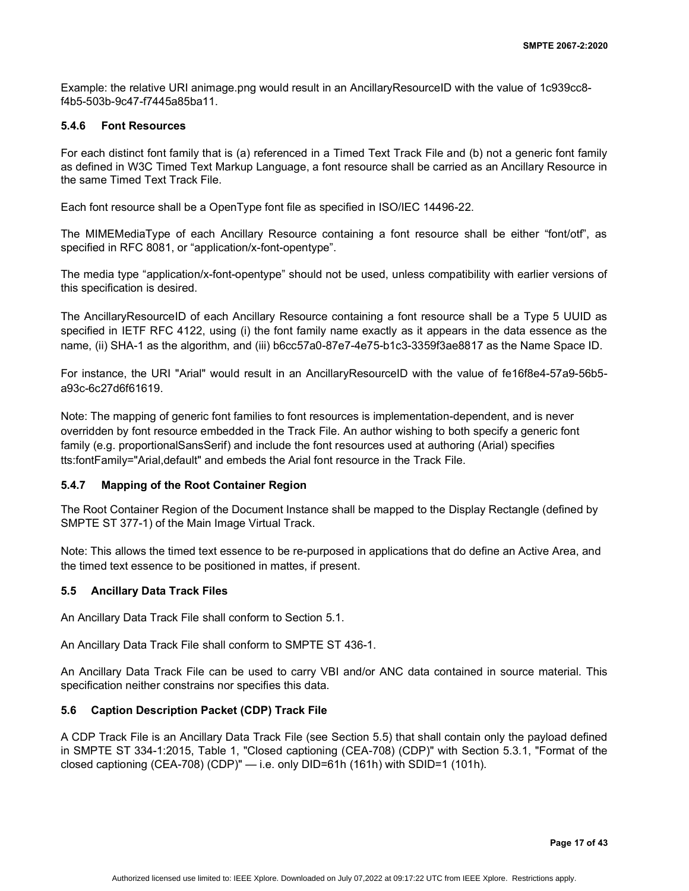Example: the relative URI animage.png would result in an AncillaryResourceID with the value of 1c939cc8-f4b5-503b-9c47-f7445a85ba11.

### 5.4.6 Font Resources

For each distinct font family that is (a) referenced in a Timed Text Track File and (b) not a generic font family as defined in W3C Timed Text Markup Language, a font resource shall be carried as an Ancillary Resource in the same Timed Text Track File.

Each font resource shall be a OpenType font file as specified in ISO/IEC 14496-22.

The MIMEMediaType of each Ancillary Resource containing a font resource shall be either "font/otf", as specified in RFC 8081, or "application/x-font-opentype".

The media type "application/x-font-opentype" should not be used, unless compatibility with earlier versions of this specification is desired.

The AncillaryResourceID of each Ancillary Resource containing a font resource shall be a Type 5 UUID as specified in IETF RFC 4122, using (i) the font family name exactly as it appears in the data essence as the name, (ii) SHA-1 as the algorithm, and (iii) b6cc57a0-87e7-4e75-b1c3-3359f3ae8817 as the Name Space ID.

For instance, the URI "Arial" would result in an AncillaryResourceID with the value of fe16f8e4-57a9-56b5-a93c-6c27d6f61619.

Note: The mapping of generic font families to font resources is implementation-dependent, and is never overridden by font resource embedded in the Track File. An author wishing to both specify a generic font family (e.g. proportionalSansSerif) and include the font resources used at authoring (Arial) specifies tts:fontFamily="Arial,default" and embeds the Arial font resource in the Track File.

### 5.4.7 Mapping of the Root Container Region

The Root Container Region of the Document Instance shall be mapped to the Display Rectangle (defined by SMPTE ST 377-1) of the Main Image Virtual Track.

Note: This allows the timed text essence to be re-purposed in applications that do define an Active Area, and the timed text essence to be positioned in mattes, if present.

## 5.5 Ancillary Data Track Files

An Ancillary Data Track File shall conform to Section 5.1.

An Ancillary Data Track File shall conform to SMPTE ST 436-1.

An Ancillary Data Track File can be used to carry VBI and/or ANC data contained in source material. This specification neither constrains nor specifies this data.

## 5.6 Caption Description Packet (CDP) Track File

A CDP Track File is an Ancillary Data Track File (see Section 5.5) that shall contain only the payload defined in SMPTE ST 334-1:2015, Table 1, "Closed captioning (CEA-708) (CDP)" with Section 5.3.1, "Format of the closed captioning (CEA-708) (CDP)" — i.e. only DID=61h (161h) with SDID=1 (101h).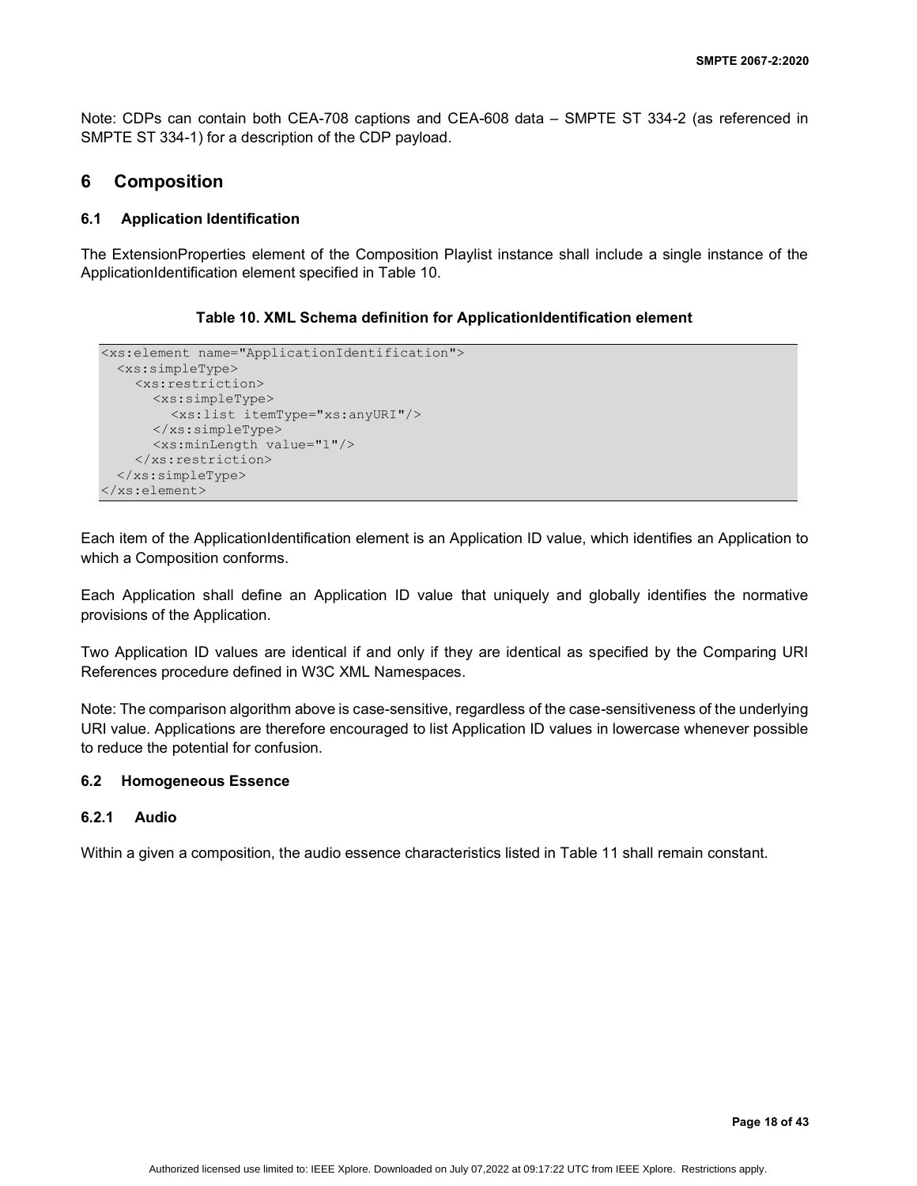Note: CDPs can contain both CEA-708 captions and CEA-608 data – SMPTE ST 334-2 (as referenced in SMPTE ST 334-1) for a description of the CDP payload.

# 6 Composition

## 6.1 Application Identification

The ExtensionProperties element of the Composition Playlist instance shall include a single instance of the ApplicationIdentification element specified in Table 10.

**Table 10. XML Schema definition for ApplicationIdentification element**

```
<xs:element name="ApplicationIdentification">
  <xs:simpleType>
    <xs:restriction>
      <xs:simpleType>
        <xs:list itemType="xs:anyURI"/>
      </xs:simpleType>
      <xs:minLength value="1"/>
    </xs:restriction>
  </xs:simpleType>
</xs:element>
```

Each item of the ApplicationIdentification element is an Application ID value, which identifies an Application to which a Composition conforms.

Each Application shall define an Application ID value that uniquely and globally identifies the normative provisions of the Application.

Two Application ID values are identical if and only if they are identical as specified by the Comparing URI References procedure defined in W3C XML Namespaces.

Note: The comparison algorithm above is case-sensitive, regardless of the case-sensitiveness of the underlying URI value. Applications are therefore encouraged to list Application ID values in lowercase whenever possible to reduce the potential for confusion.

## 6.2 Homogeneous Essence

### 6.2.1 Audio

Within a given a composition, the audio essence characteristics listed in Table 11 shall remain constant.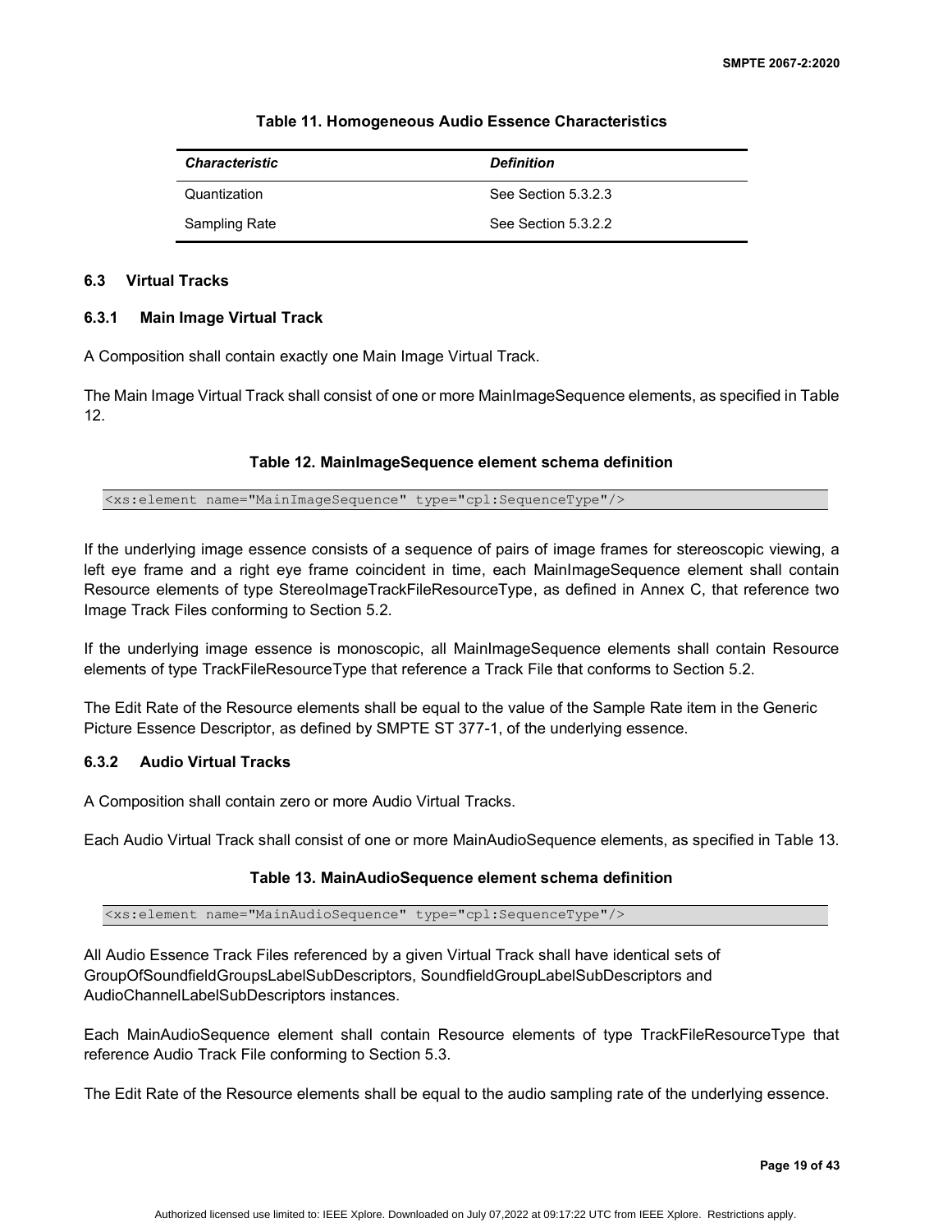**Table 11. Homogeneous Audio Essence Characteristics**

| *Characteristic* | *Definition* |
| --- | --- |
| Quantization | See Section 5.3.2.3 |
| Sampling Rate | See Section 5.3.2.2 |

### 6.3 Virtual Tracks

#### 6.3.1 Main Image Virtual Track

A Composition shall contain exactly one Main Image Virtual Track.

The Main Image Virtual Track shall consist of one or more MainImageSequence elements, as specified in Table 12.

**Table 12. MainImageSequence element schema definition**

```
<xs:element name="MainImageSequence" type="cpl:SequenceType"/>
```

If the underlying image essence consists of a sequence of pairs of image frames for stereoscopic viewing, a left eye frame and a right eye frame coincident in time, each MainImageSequence element shall contain Resource elements of type StereoImageTrackFileResourceType, as defined in Annex C, that reference two Image Track Files conforming to Section 5.2.

If the underlying image essence is monoscopic, all MainImageSequence elements shall contain Resource elements of type TrackFileResourceType that reference a Track File that conforms to Section 5.2.

The Edit Rate of the Resource elements shall be equal to the value of the Sample Rate item in the Generic Picture Essence Descriptor, as defined by SMPTE ST 377-1, of the underlying essence.

#### 6.3.2 Audio Virtual Tracks

A Composition shall contain zero or more Audio Virtual Tracks.

Each Audio Virtual Track shall consist of one or more MainAudioSequence elements, as specified in Table 13.

**Table 13. MainAudioSequence element schema definition**

```
<xs:element name="MainAudioSequence" type="cpl:SequenceType"/>
```

All Audio Essence Track Files referenced by a given Virtual Track shall have identical sets of GroupOfSoundfieldGroupsLabelSubDescriptors, SoundfieldGroupLabelSubDescriptors and AudioChannelLabelSubDescriptors instances.

Each MainAudioSequence element shall contain Resource elements of type TrackFileResourceType that reference Audio Track File conforming to Section 5.3.

The Edit Rate of the Resource elements shall be equal to the audio sampling rate of the underlying essence.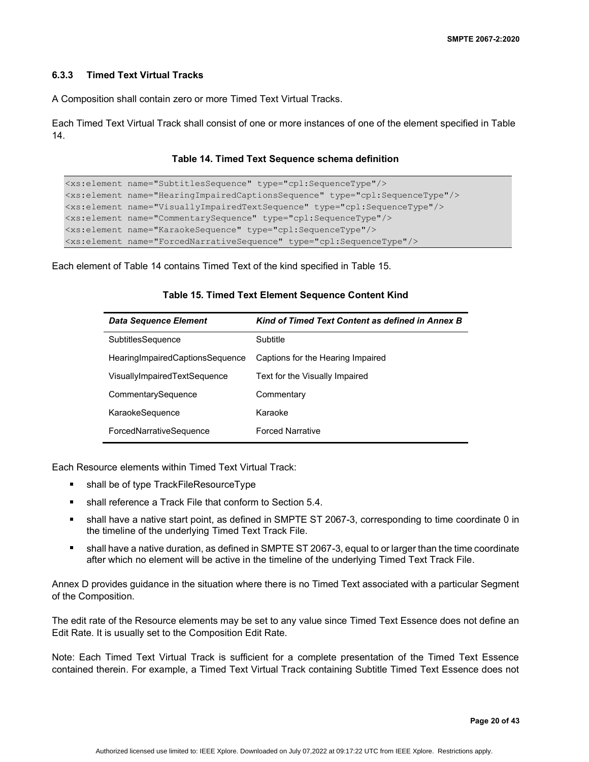### 6.3.3 Timed Text Virtual Tracks

A Composition shall contain zero or more Timed Text Virtual Tracks.

Each Timed Text Virtual Track shall consist of one or more instances of one of the element specified in Table 14.

**Table 14. Timed Text Sequence schema definition**

```
<xs:element name="SubtitlesSequence" type="cpl:SequenceType"/>
<xs:element name="HearingImpairedCaptionsSequence" type="cpl:SequenceType"/>
<xs:element name="VisuallyImpairedTextSequence" type="cpl:SequenceType"/>
<xs:element name="CommentarySequence" type="cpl:SequenceType"/>
<xs:element name="KaraokeSequence" type="cpl:SequenceType"/>
<xs:element name="ForcedNarrativeSequence" type="cpl:SequenceType"/>
```

Each element of Table 14 contains Timed Text of the kind specified in Table 15.

**Table 15. Timed Text Element Sequence Content Kind**

| *Data Sequence Element* | *Kind of Timed Text Content as defined in Annex B* |
|---|---|
| SubtitlesSequence | Subtitle |
| HearingImpairedCaptionsSequence | Captions for the Hearing Impaired |
| VisuallyImpairedTextSequence | Text for the Visually Impaired |
| CommentarySequence | Commentary |
| KaraokeSequence | Karaoke |
| ForcedNarrativeSequence | Forced Narrative |

Each Resource elements within Timed Text Virtual Track:

- shall be of type TrackFileResourceType
- shall reference a Track File that conform to Section 5.4.
- shall have a native start point, as defined in SMPTE ST 2067-3, corresponding to time coordinate 0 in the timeline of the underlying Timed Text Track File.
- shall have a native duration, as defined in SMPTE ST 2067-3, equal to or larger than the time coordinate after which no element will be active in the timeline of the underlying Timed Text Track File.

Annex D provides guidance in the situation where there is no Timed Text associated with a particular Segment of the Composition.

The edit rate of the Resource elements may be set to any value since Timed Text Essence does not define an Edit Rate. It is usually set to the Composition Edit Rate.

Note: Each Timed Text Virtual Track is sufficient for a complete presentation of the Timed Text Essence contained therein. For example, a Timed Text Virtual Track containing Subtitle Timed Text Essence does not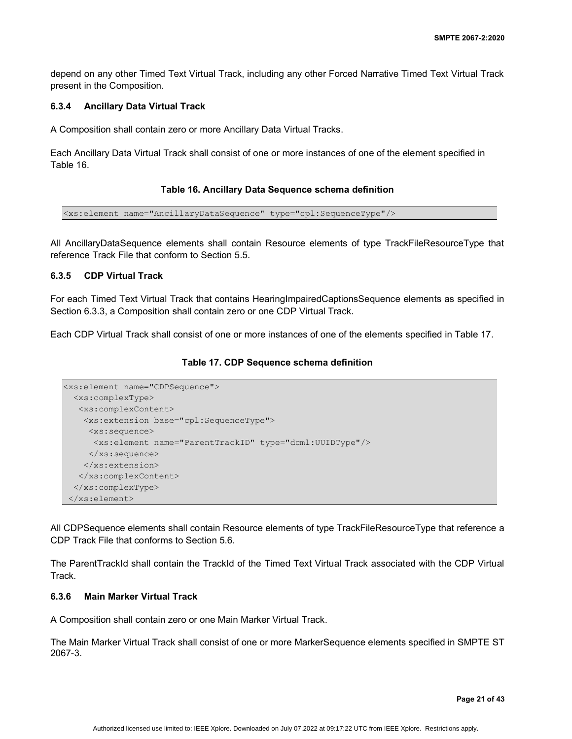depend on any other Timed Text Virtual Track, including any other Forced Narrative Timed Text Virtual Track present in the Composition.

### 6.3.4 Ancillary Data Virtual Track

A Composition shall contain zero or more Ancillary Data Virtual Tracks.

Each Ancillary Data Virtual Track shall consist of one or more instances of one of the element specified in Table 16.

**Table 16. Ancillary Data Sequence schema definition**

```
<xs:element name="AncillaryDataSequence" type="cpl:SequenceType"/>
```

All AncillaryDataSequence elements shall contain Resource elements of type TrackFileResourceType that reference Track File that conform to Section 5.5.

### 6.3.5 CDP Virtual Track

For each Timed Text Virtual Track that contains HearingImpairedCaptionsSequence elements as specified in Section 6.3.3, a Composition shall contain zero or one CDP Virtual Track.

Each CDP Virtual Track shall consist of one or more instances of one of the elements specified in Table 17.

**Table 17. CDP Sequence schema definition**

```
<xs:element name="CDPSequence">
  <xs:complexType>
   <xs:complexContent>
    <xs:extension base="cpl:SequenceType">
     <xs:sequence>
      <xs:element name="ParentTrackID" type="dcml:UUIDType"/>
     </xs:sequence>
    </xs:extension>
   </xs:complexContent>
  </xs:complexType>
 </xs:element>
```

All CDPSequence elements shall contain Resource elements of type TrackFileResourceType that reference a CDP Track File that conforms to Section 5.6.

The ParentTrackId shall contain the TrackId of the Timed Text Virtual Track associated with the CDP Virtual Track.

### 6.3.6 Main Marker Virtual Track

A Composition shall contain zero or one Main Marker Virtual Track.

The Main Marker Virtual Track shall consist of one or more MarkerSequence elements specified in SMPTE ST 2067-3.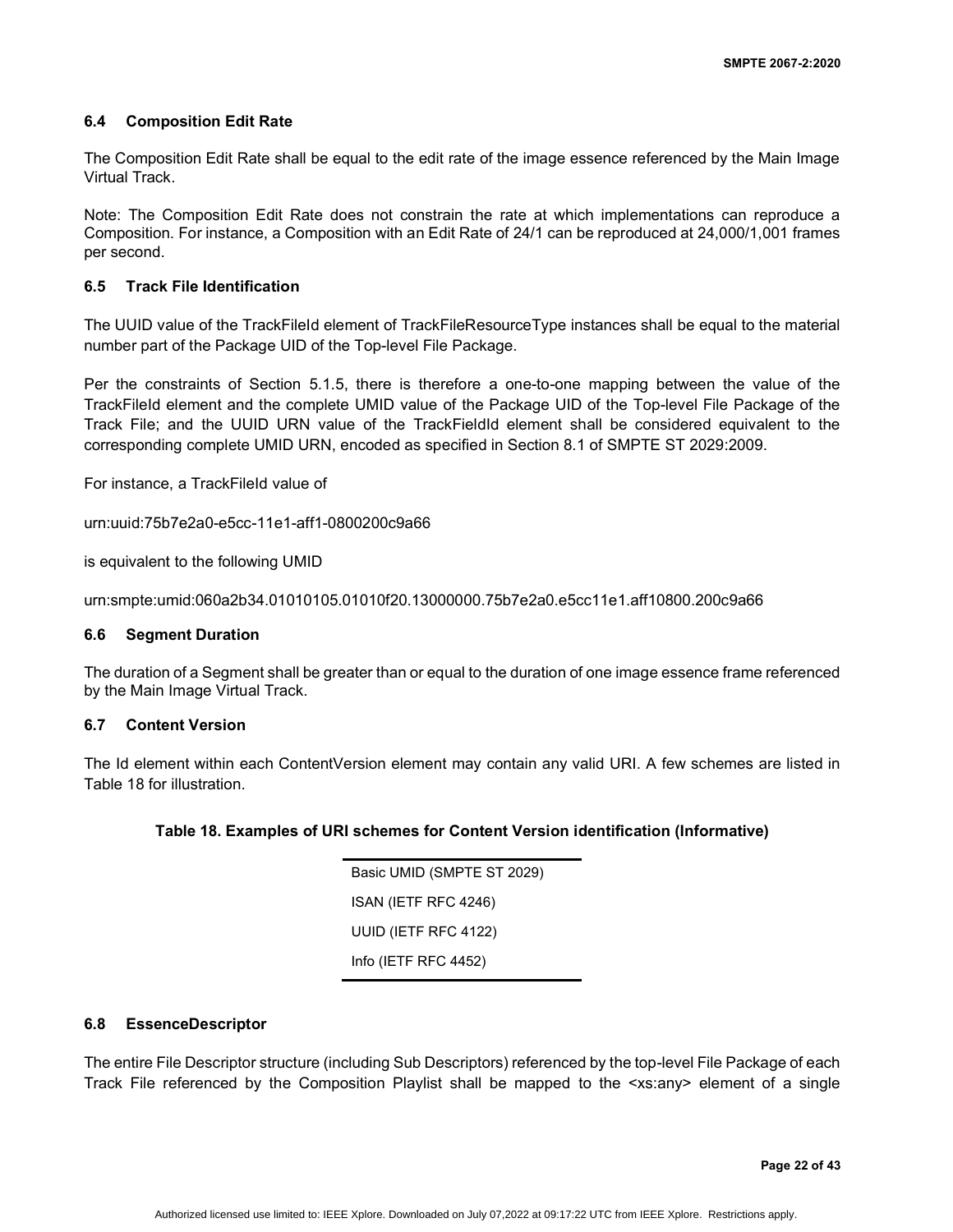### 6.4 Composition Edit Rate

The Composition Edit Rate shall be equal to the edit rate of the image essence referenced by the Main Image Virtual Track.

Note: The Composition Edit Rate does not constrain the rate at which implementations can reproduce a Composition. For instance, a Composition with an Edit Rate of 24/1 can be reproduced at 24,000/1,001 frames per second.

### 6.5 Track File Identification

The UUID value of the TrackFileId element of TrackFileResourceType instances shall be equal to the material number part of the Package UID of the Top-level File Package.

Per the constraints of Section 5.1.5, there is therefore a one-to-one mapping between the value of the TrackFileId element and the complete UMID value of the Package UID of the Top-level File Package of the Track File; and the UUID URN value of the TrackFieldId element shall be considered equivalent to the corresponding complete UMID URN, encoded as specified in Section 8.1 of SMPTE ST 2029:2009.

For instance, a TrackFileId value of

urn:uuid:75b7e2a0-e5cc-11e1-aff1-0800200c9a66

is equivalent to the following UMID

urn:smpte:umid:060a2b34.01010105.01010f20.13000000.75b7e2a0.e5cc11e1.aff10800.200c9a66

### 6.6 Segment Duration

The duration of a Segment shall be greater than or equal to the duration of one image essence frame referenced by the Main Image Virtual Track.

### 6.7 Content Version

The Id element within each ContentVersion element may contain any valid URI. A few schemes are listed in Table 18 for illustration.

**Table 18. Examples of URI schemes for Content Version identification (Informative)**

| |
|---|
| Basic UMID (SMPTE ST 2029) |
| ISAN (IETF RFC 4246) |
| UUID (IETF RFC 4122) |
| Info (IETF RFC 4452) |

### 6.8 EssenceDescriptor

The entire File Descriptor structure (including Sub Descriptors) referenced by the top-level File Package of each Track File referenced by the Composition Playlist shall be mapped to the <xs:any> element of a single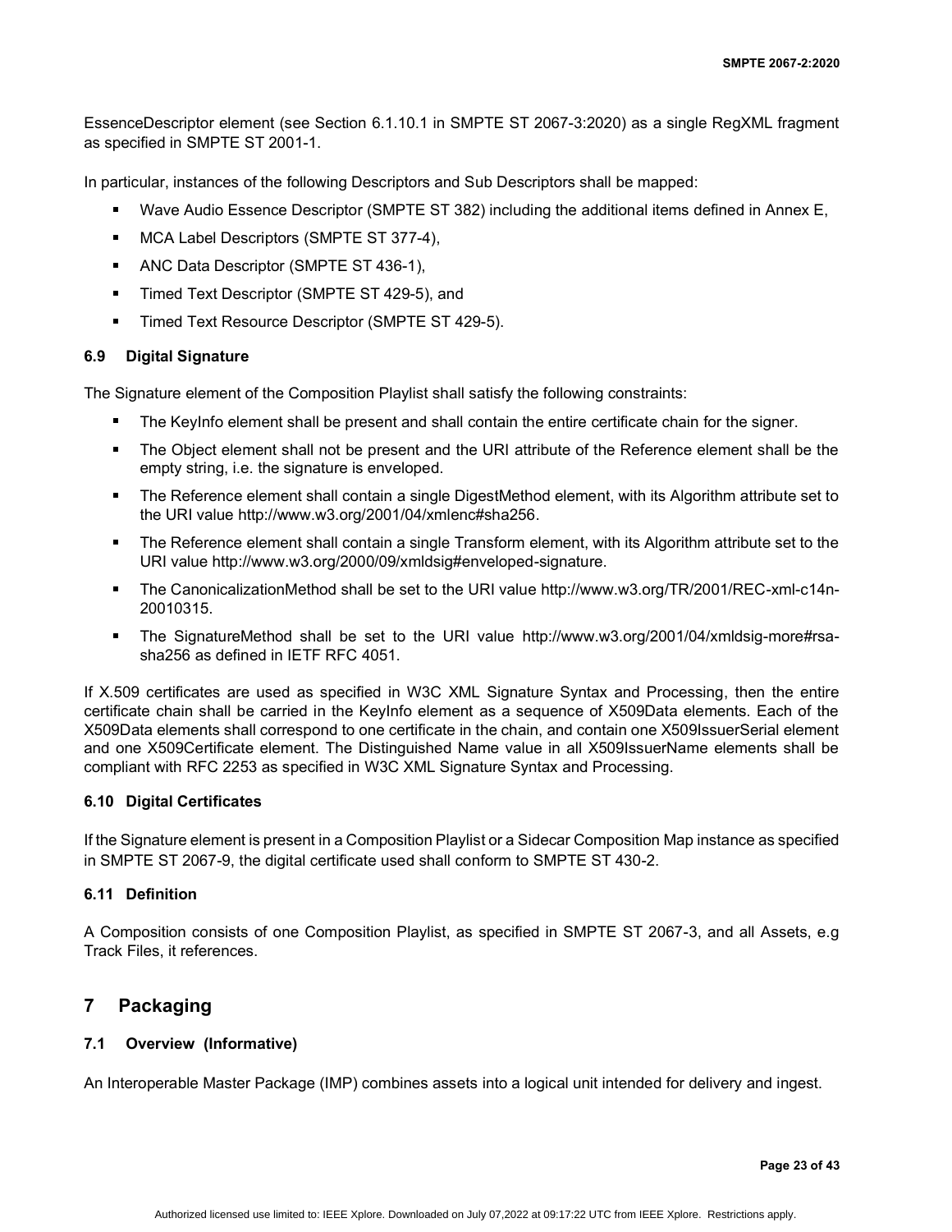EssenceDescriptor element (see Section 6.1.10.1 in SMPTE ST 2067-3:2020) as a single RegXML fragment as specified in SMPTE ST 2001-1.

In particular, instances of the following Descriptors and Sub Descriptors shall be mapped:

- Wave Audio Essence Descriptor (SMPTE ST 382) including the additional items defined in Annex E,
- MCA Label Descriptors (SMPTE ST 377-4),
- ANC Data Descriptor (SMPTE ST 436-1),
- Timed Text Descriptor (SMPTE ST 429-5), and
- Timed Text Resource Descriptor (SMPTE ST 429-5).

### 6.9 Digital Signature

The Signature element of the Composition Playlist shall satisfy the following constraints:

- The KeyInfo element shall be present and shall contain the entire certificate chain for the signer.
- The Object element shall not be present and the URI attribute of the Reference element shall be the empty string, i.e. the signature is enveloped.
- The Reference element shall contain a single DigestMethod element, with its Algorithm attribute set to the URI value http://www.w3.org/2001/04/xmlenc#sha256.
- The Reference element shall contain a single Transform element, with its Algorithm attribute set to the URI value http://www.w3.org/2000/09/xmldsig#enveloped-signature.
- The CanonicalizationMethod shall be set to the URI value http://www.w3.org/TR/2001/REC-xml-c14n-20010315.
- The SignatureMethod shall be set to the URI value http://www.w3.org/2001/04/xmldsig-more#rsa-sha256 as defined in IETF RFC 4051.

If X.509 certificates are used as specified in W3C XML Signature Syntax and Processing, then the entire certificate chain shall be carried in the KeyInfo element as a sequence of X509Data elements. Each of the X509Data elements shall correspond to one certificate in the chain, and contain one X509IssuerSerial element and one X509Certificate element. The Distinguished Name value in all X509IssuerName elements shall be compliant with RFC 2253 as specified in W3C XML Signature Syntax and Processing.

### 6.10 Digital Certificates

If the Signature element is present in a Composition Playlist or a Sidecar Composition Map instance as specified in SMPTE ST 2067-9, the digital certificate used shall conform to SMPTE ST 430-2.

### 6.11 Definition

A Composition consists of one Composition Playlist, as specified in SMPTE ST 2067-3, and all Assets, e.g Track Files, it references.

## 7 Packaging

### 7.1 Overview (Informative)

An Interoperable Master Package (IMP) combines assets into a logical unit intended for delivery and ingest.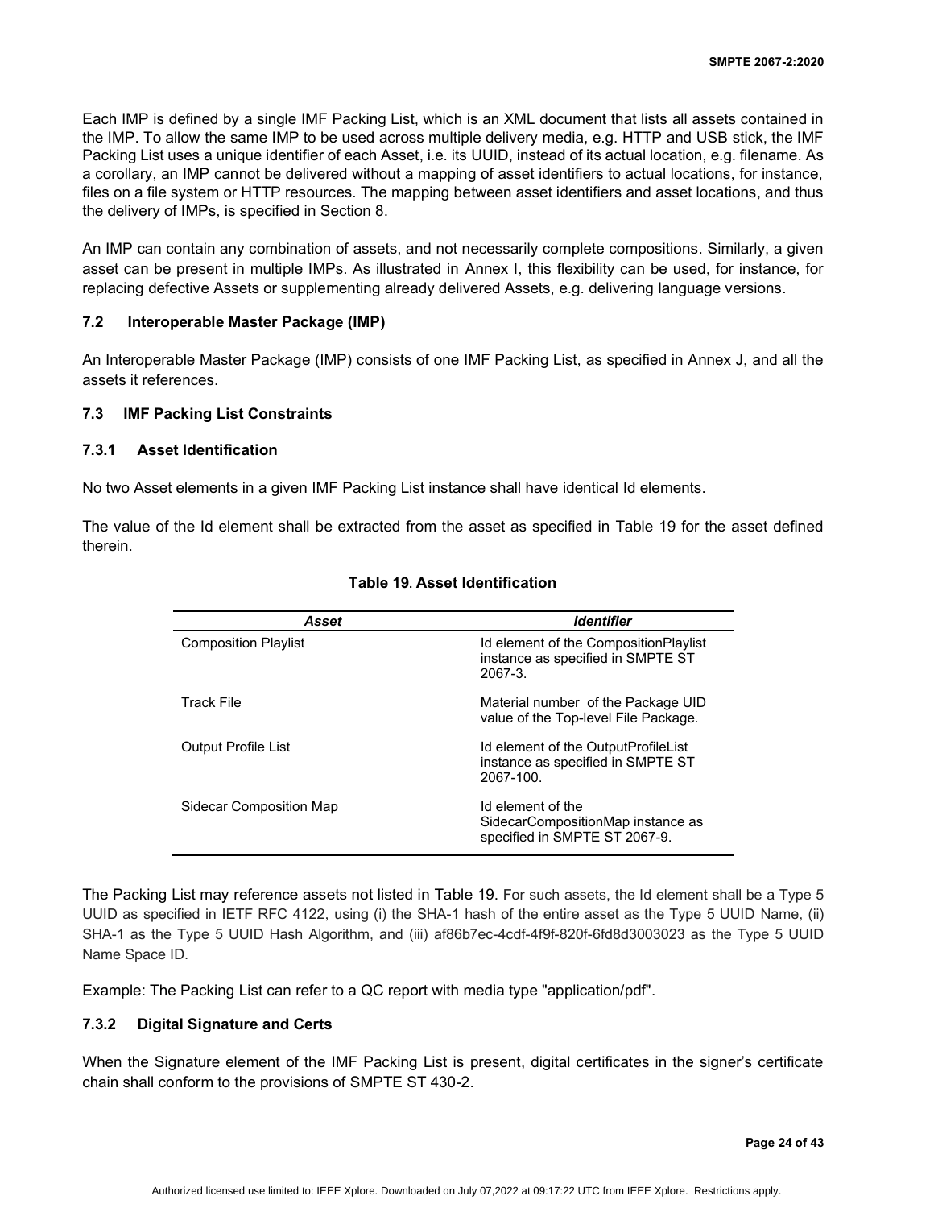Each IMP is defined by a single IMF Packing List, which is an XML document that lists all assets contained in the IMP. To allow the same IMP to be used across multiple delivery media, e.g. HTTP and USB stick, the IMF Packing List uses a unique identifier of each Asset, i.e. its UUID, instead of its actual location, e.g. filename. As a corollary, an IMP cannot be delivered without a mapping of asset identifiers to actual locations, for instance, files on a file system or HTTP resources. The mapping between asset identifiers and asset locations, and thus the delivery of IMPs, is specified in Section 8.

An IMP can contain any combination of assets, and not necessarily complete compositions. Similarly, a given asset can be present in multiple IMPs. As illustrated in Annex I, this flexibility can be used, for instance, for replacing defective Assets or supplementing already delivered Assets, e.g. delivering language versions.

### 7.2 Interoperable Master Package (IMP)

An Interoperable Master Package (IMP) consists of one IMF Packing List, as specified in Annex J, and all the assets it references.

### 7.3 IMF Packing List Constraints

#### 7.3.1 Asset Identification

No two Asset elements in a given IMF Packing List instance shall have identical Id elements.

The value of the Id element shall be extracted from the asset as specified in Table 19 for the asset defined therein.

**Table 19. Asset Identification**

| *Asset* | *Identifier* |
|---|---|
| Composition Playlist | Id element of the CompositionPlaylist instance as specified in SMPTE ST 2067-3. |
| Track File | Material number of the Package UID value of the Top-level File Package. |
| Output Profile List | Id element of the OutputProfileList instance as specified in SMPTE ST 2067-100. |
| Sidecar Composition Map | Id element of the SidecarCompositionMap instance as specified in SMPTE ST 2067-9. |

The Packing List may reference assets not listed in Table 19. For such assets, the Id element shall be a Type 5 UUID as specified in IETF RFC 4122, using (i) the SHA-1 hash of the entire asset as the Type 5 UUID Name, (ii) SHA-1 as the Type 5 UUID Hash Algorithm, and (iii) af86b7ec-4cdf-4f9f-820f-6fd8d3003023 as the Type 5 UUID Name Space ID.

Example: The Packing List can refer to a QC report with media type "application/pdf".

#### 7.3.2 Digital Signature and Certs

When the Signature element of the IMF Packing List is present, digital certificates in the signer's certificate chain shall conform to the provisions of SMPTE ST 430-2.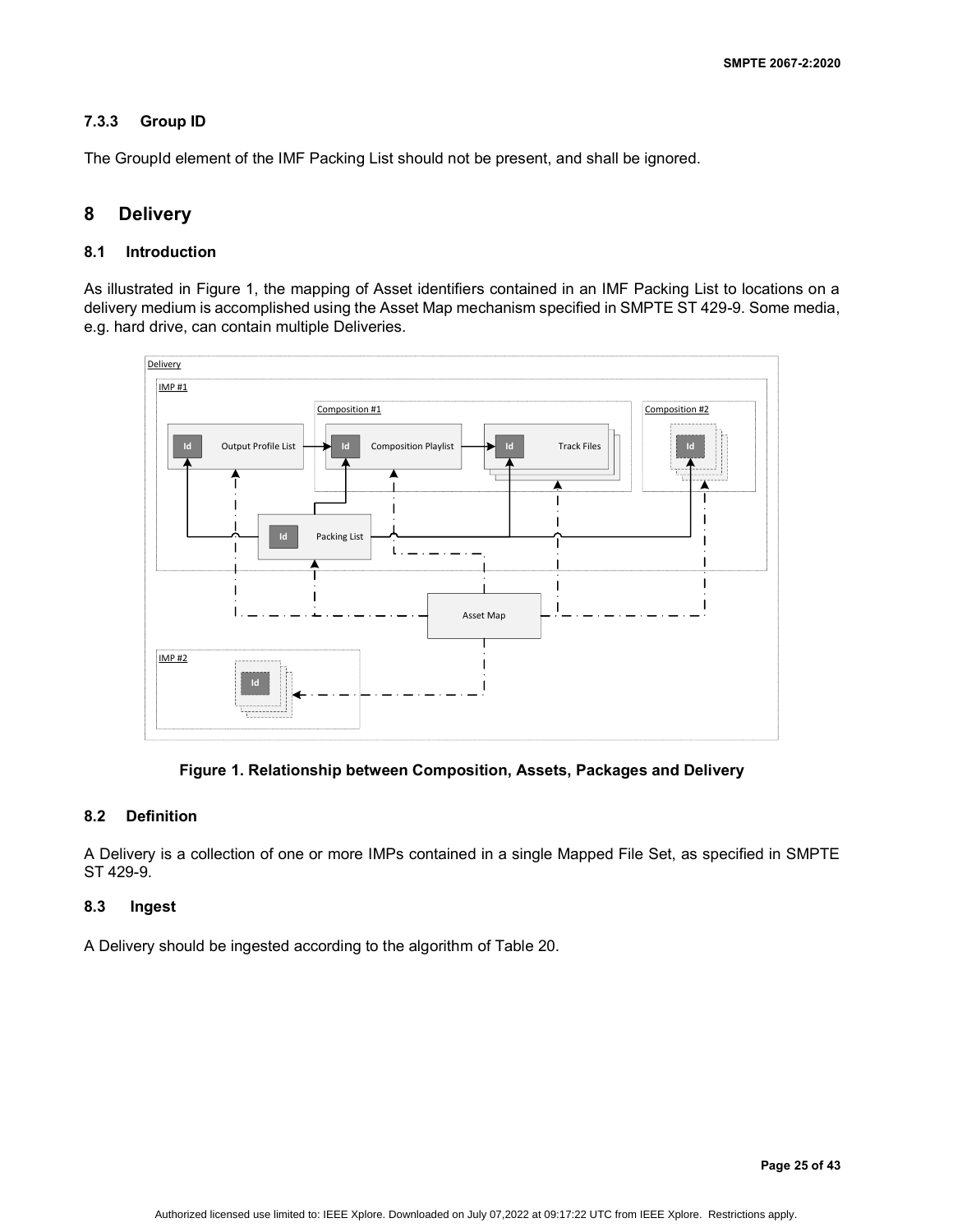### 7.3.3 Group ID

The GroupId element of the IMF Packing List should not be present, and shall be ignored.

## 8 Delivery

### 8.1 Introduction

As illustrated in Figure 1, the mapping of Asset identifiers contained in an IMF Packing List to locations on a delivery medium is accomplished using the Asset Map mechanism specified in SMPTE ST 429-9. Some media, e.g. hard drive, can contain multiple Deliveries.

**Figure 1. Relationship between Composition, Assets, Packages and Delivery**

### 8.2 Definition

A Delivery is a collection of one or more IMPs contained in a single Mapped File Set, as specified in SMPTE ST 429-9.

### 8.3 Ingest

A Delivery should be ingested according to the algorithm of Table 20.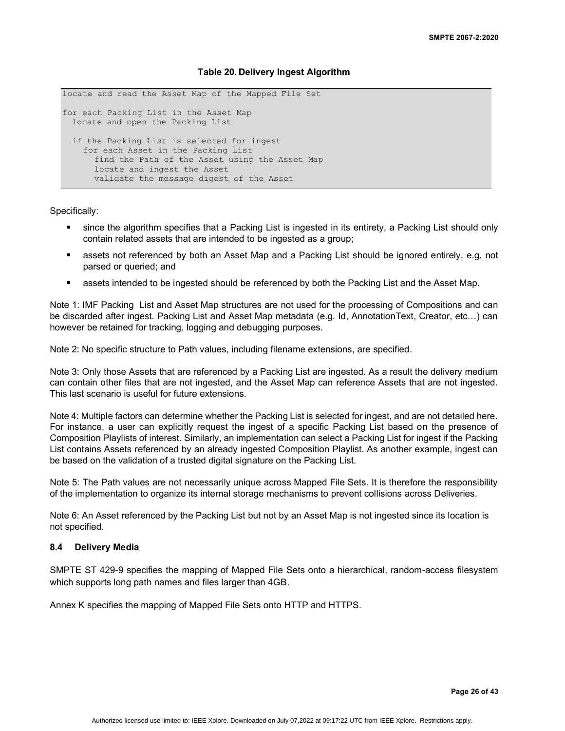**Table 20. Delivery Ingest Algorithm**

```
locate and read the Asset Map of the Mapped File Set

for each Packing List in the Asset Map
  locate and open the Packing List

  if the Packing List is selected for ingest
    for each Asset in the Packing List
      find the Path of the Asset using the Asset Map
      locate and ingest the Asset
      validate the message digest of the Asset
```

Specifically:

- since the algorithm specifies that a Packing List is ingested in its entirety, a Packing List should only contain related assets that are intended to be ingested as a group;
- assets not referenced by both an Asset Map and a Packing List should be ignored entirely, e.g. not parsed or queried; and
- assets intended to be ingested should be referenced by both the Packing List and the Asset Map.

Note 1: IMF Packing List and Asset Map structures are not used for the processing of Compositions and can be discarded after ingest. Packing List and Asset Map metadata (e.g. Id, AnnotationText, Creator, etc…) can however be retained for tracking, logging and debugging purposes.

Note 2: No specific structure to Path values, including filename extensions, are specified.

Note 3: Only those Assets that are referenced by a Packing List are ingested. As a result the delivery medium can contain other files that are not ingested, and the Asset Map can reference Assets that are not ingested. This last scenario is useful for future extensions.

Note 4: Multiple factors can determine whether the Packing List is selected for ingest, and are not detailed here. For instance, a user can explicitly request the ingest of a specific Packing List based on the presence of Composition Playlists of interest. Similarly, an implementation can select a Packing List for ingest if the Packing List contains Assets referenced by an already ingested Composition Playlist. As another example, ingest can be based on the validation of a trusted digital signature on the Packing List.

Note 5: The Path values are not necessarily unique across Mapped File Sets. It is therefore the responsibility of the implementation to organize its internal storage mechanisms to prevent collisions across Deliveries.

Note 6: An Asset referenced by the Packing List but not by an Asset Map is not ingested since its location is not specified.

### 8.4 Delivery Media

SMPTE ST 429-9 specifies the mapping of Mapped File Sets onto a hierarchical, random-access filesystem which supports long path names and files larger than 4GB.

Annex K specifies the mapping of Mapped File Sets onto HTTP and HTTPS.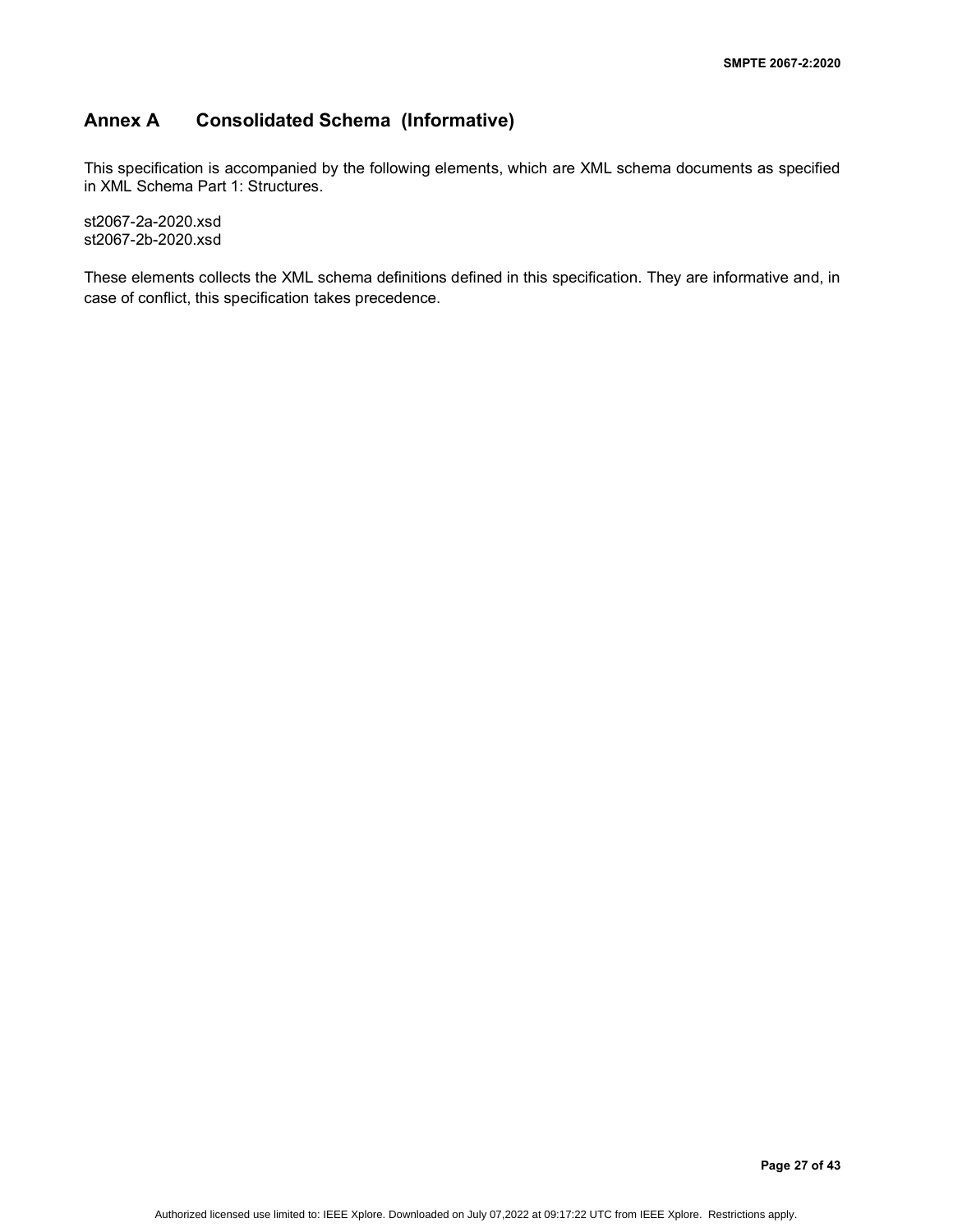# Annex A Consolidated Schema (Informative)

This specification is accompanied by the following elements, which are XML schema documents as specified in XML Schema Part 1: Structures.

st2067-2a-2020.xsd
st2067-2b-2020.xsd

These elements collects the XML schema definitions defined in this specification. They are informative and, in case of conflict, this specification takes precedence.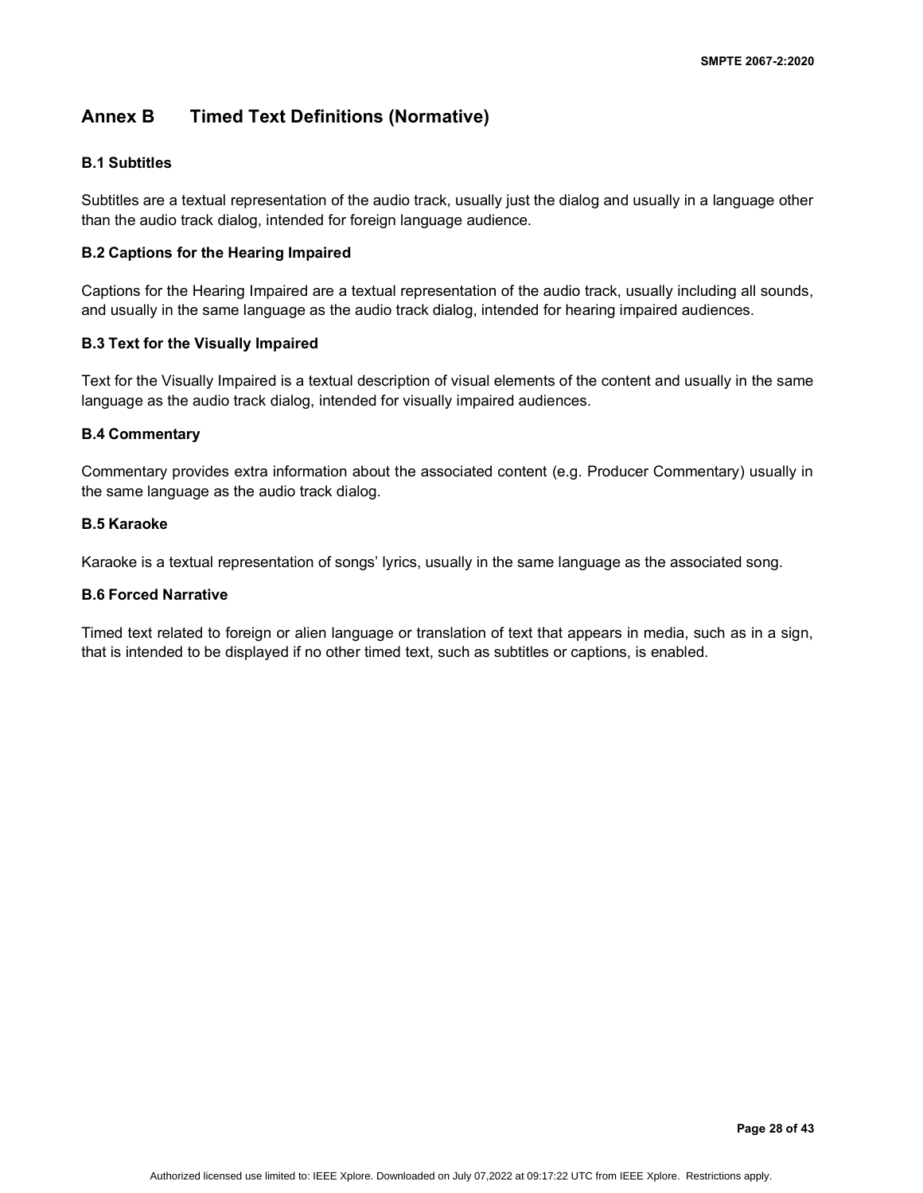# Annex B Timed Text Definitions (Normative)

### B.1 Subtitles

Subtitles are a textual representation of the audio track, usually just the dialog and usually in a language other than the audio track dialog, intended for foreign language audience.

### B.2 Captions for the Hearing Impaired

Captions for the Hearing Impaired are a textual representation of the audio track, usually including all sounds, and usually in the same language as the audio track dialog, intended for hearing impaired audiences.

### B.3 Text for the Visually Impaired

Text for the Visually Impaired is a textual description of visual elements of the content and usually in the same language as the audio track dialog, intended for visually impaired audiences.

### B.4 Commentary

Commentary provides extra information about the associated content (e.g. Producer Commentary) usually in the same language as the audio track dialog.

### B.5 Karaoke

Karaoke is a textual representation of songs' lyrics, usually in the same language as the associated song.

### B.6 Forced Narrative

Timed text related to foreign or alien language or translation of text that appears in media, such as in a sign, that is intended to be displayed if no other timed text, such as subtitles or captions, is enabled.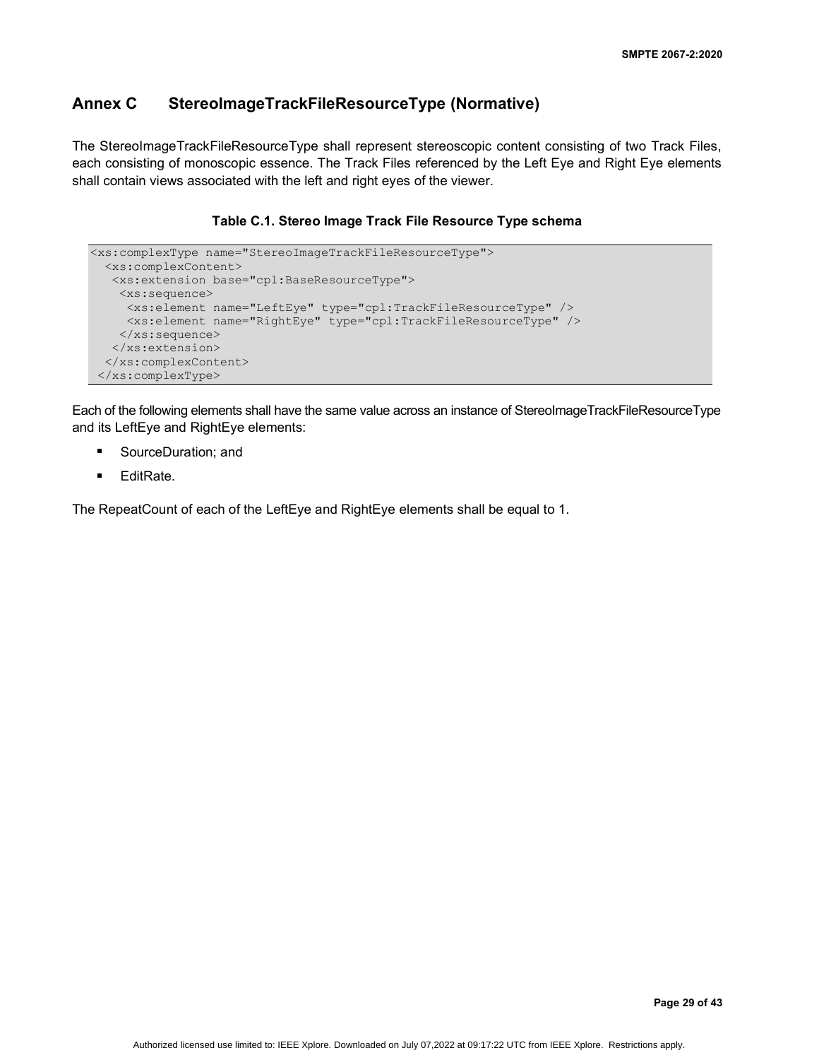# Annex C StereoImageTrackFileResourceType (Normative)

The StereoImageTrackFileResourceType shall represent stereoscopic content consisting of two Track Files, each consisting of monoscopic essence. The Track Files referenced by the Left Eye and Right Eye elements shall contain views associated with the left and right eyes of the viewer.

**Table C.1. Stereo Image Track File Resource Type schema**

```
<xs:complexType name="StereoImageTrackFileResourceType">
  <xs:complexContent>
   <xs:extension base="cpl:BaseResourceType">
    <xs:sequence>
     <xs:element name="LeftEye" type="cpl:TrackFileResourceType" />
     <xs:element name="RightEye" type="cpl:TrackFileResourceType" />
    </xs:sequence>
   </xs:extension>
  </xs:complexContent>
 </xs:complexType>
```

Each of the following elements shall have the same value across an instance of StereoImageTrackFileResourceType and its LeftEye and RightEye elements:

- SourceDuration; and
- EditRate.

The RepeatCount of each of the LeftEye and RightEye elements shall be equal to 1.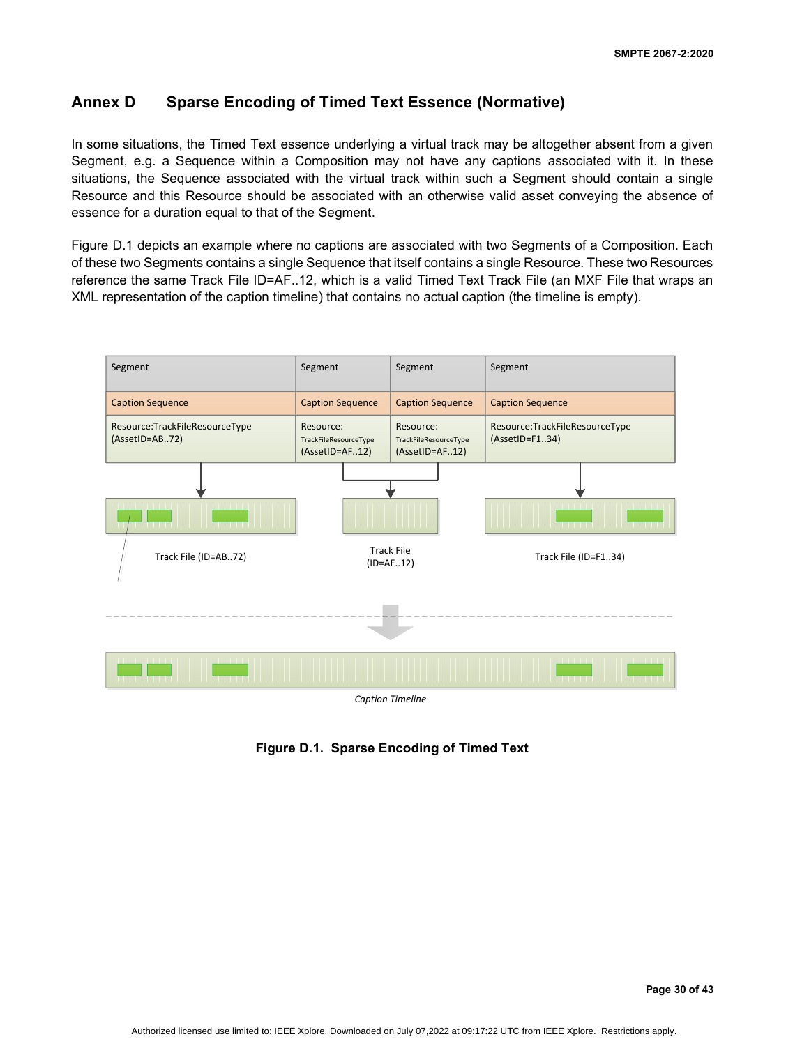# Annex D Sparse Encoding of Timed Text Essence (Normative)

In some situations, the Timed Text essence underlying a virtual track may be altogether absent from a given Segment, e.g. a Sequence within a Composition may not have any captions associated with it. In these situations, the Sequence associated with the virtual track within such a Segment should contain a single Resource and this Resource should be associated with an otherwise valid asset conveying the absence of essence for a duration equal to that of the Segment.

Figure D.1 depicts an example where no captions are associated with two Segments of a Composition. Each of these two Segments contains a single Sequence that itself contains a single Resource. These two Resources reference the same Track File ID=AF..12, which is a valid Timed Text Track File (an MXF File that wraps an XML representation of the caption timeline) that contains no actual caption (the timeline is empty).

| Segment | Segment | Segment | Segment |
| --- | --- | --- | --- |
| Caption Sequence | Caption Sequence | Caption Sequence | Caption Sequence |
| Resource:TrackFileResourceType (AssetID=AB..72) | Resource: TrackFileResourceType (AssetID=AF..12) | Resource: TrackFileResourceType (AssetID=AF..12) | Resource:TrackFileResourceType (AssetID=F1..34) |

Track File (ID=AB..72)

Track File (ID=AF..12)

Track File (ID=F1..34)

*Caption Timeline*

**Figure D.1. Sparse Encoding of Timed Text**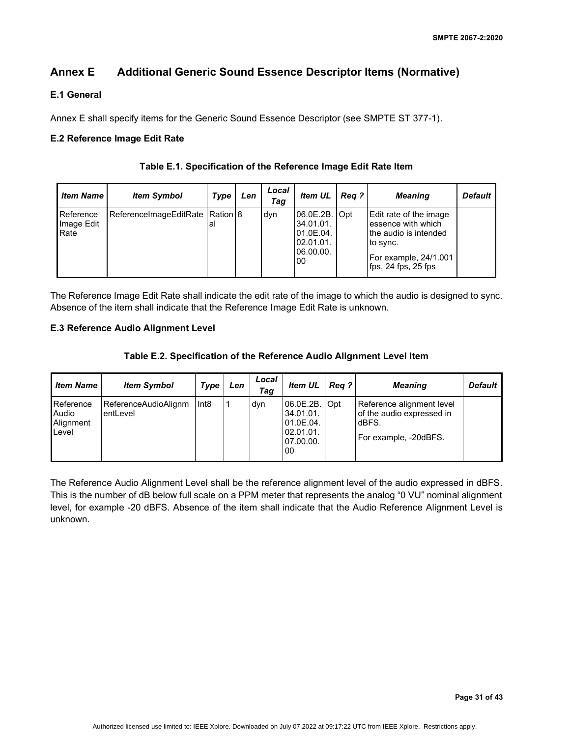## Annex E Additional Generic Sound Essence Descriptor Items (Normative)

### E.1 General

Annex E shall specify items for the Generic Sound Essence Descriptor (see SMPTE ST 377-1).

### E.2 Reference Image Edit Rate

**Table E.1. Specification of the Reference Image Edit Rate Item**

| *Item Name* | *Item Symbol* | *Type* | *Len* | *Local Tag* | *Item UL* | *Req ?* | *Meaning* | *Default* |
|---|---|---|---|---|---|---|---|---|
| Reference Image Edit Rate | ReferenceImageEditRate | Rational | 8 | dyn | 06.0E.2B.34.01.01.01.0E.04.02.01.01.06.00.00.00 | Opt | Edit rate of the image essence with which the audio is intended to sync. For example, 24/1.001 fps, 24 fps, 25 fps | |

The Reference Image Edit Rate shall indicate the edit rate of the image to which the audio is designed to sync. Absence of the item shall indicate that the Reference Image Edit Rate is unknown.

### E.3 Reference Audio Alignment Level

**Table E.2. Specification of the Reference Audio Alignment Level Item**

| *Item Name* | *Item Symbol* | *Type* | *Len* | *Local Tag* | *Item UL* | *Req ?* | *Meaning* | *Default* |
|---|---|---|---|---|---|---|---|---|
| Reference Audio Alignment Level | ReferenceAudioAlignmentLevel | Int8 | 1 | dyn | 06.0E.2B.34.01.01.01.0E.04.02.01.01.07.00.00.00 | Opt | Reference alignment level of the audio expressed in dBFS. For example, -20dBFS. | |

The Reference Audio Alignment Level shall be the reference alignment level of the audio expressed in dBFS. This is the number of dB below full scale on a PPM meter that represents the analog "0 VU" nominal alignment level, for example -20 dBFS. Absence of the item shall indicate that the Audio Reference Alignment Level is unknown.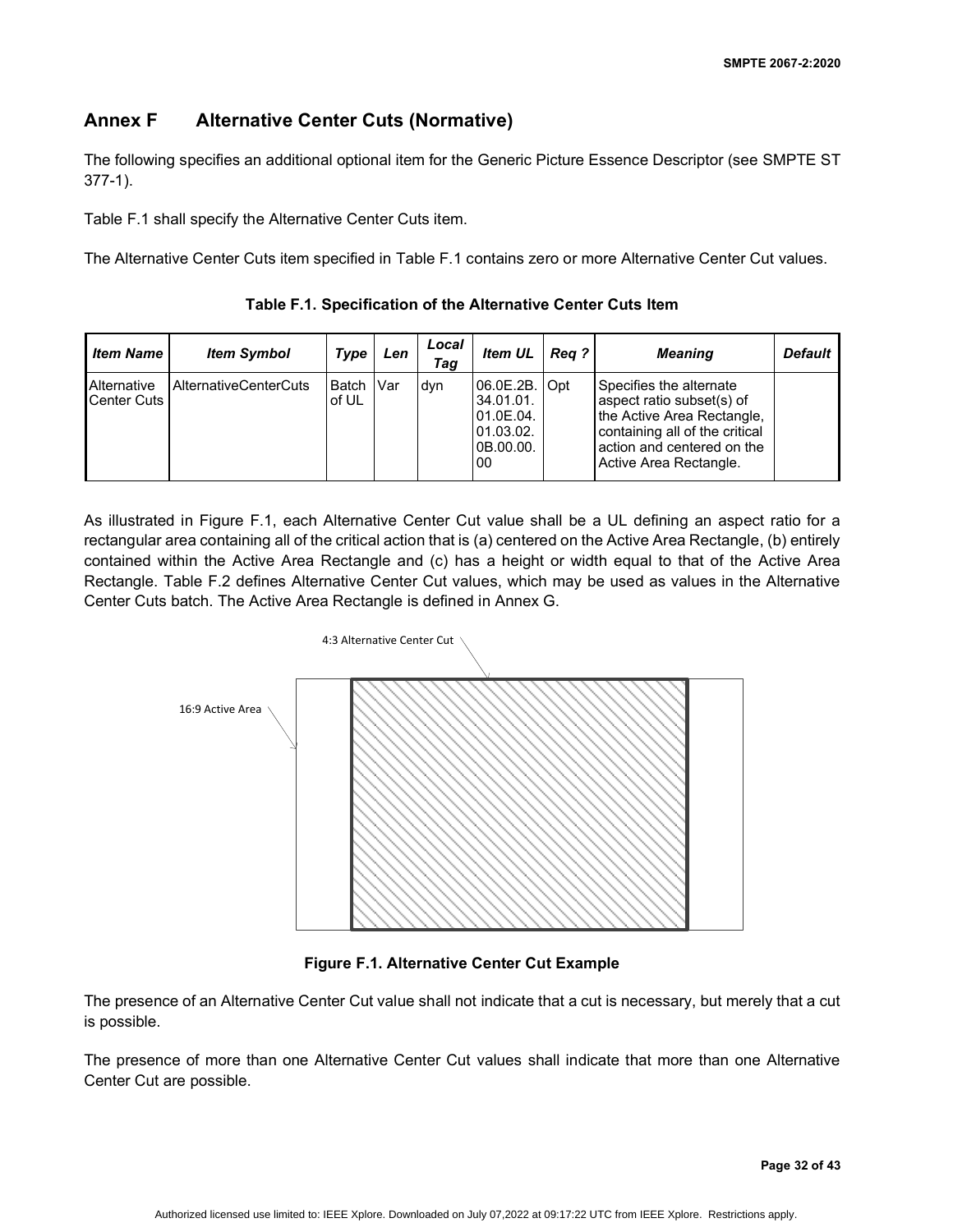## Annex F Alternative Center Cuts (Normative)

The following specifies an additional optional item for the Generic Picture Essence Descriptor (see SMPTE ST 377-1).

Table F.1 shall specify the Alternative Center Cuts item.

The Alternative Center Cuts item specified in Table F.1 contains zero or more Alternative Center Cut values.

**Table F.1. Specification of the Alternative Center Cuts Item**

| *Item Name* | *Item Symbol* | *Type* | *Len* | *Local Tag* | *Item UL* | *Req ?* | *Meaning* | *Default* |
|---|---|---|---|---|---|---|---|---|
| Alternative Center Cuts | AlternativeCenterCuts | Batch of UL | Var | dyn | 06.0E.2B.34.01.01.01.0E.04.01.03.02.0B.00.00.00 | Opt | Specifies the alternate aspect ratio subset(s) of the Active Area Rectangle, containing all of the critical action and centered on the Active Area Rectangle. | |

As illustrated in Figure F.1, each Alternative Center Cut value shall be a UL defining an aspect ratio for a rectangular area containing all of the critical action that is (a) centered on the Active Area Rectangle, (b) entirely contained within the Active Area Rectangle and (c) has a height or width equal to that of the Active Area Rectangle. Table F.2 defines Alternative Center Cut values, which may be used as values in the Alternative Center Cuts batch. The Active Area Rectangle is defined in Annex G.

4:3 Alternative Center Cut

16:9 Active Area

**Figure F.1. Alternative Center Cut Example**

The presence of an Alternative Center Cut value shall not indicate that a cut is necessary, but merely that a cut is possible.

The presence of more than one Alternative Center Cut values shall indicate that more than one Alternative Center Cut are possible.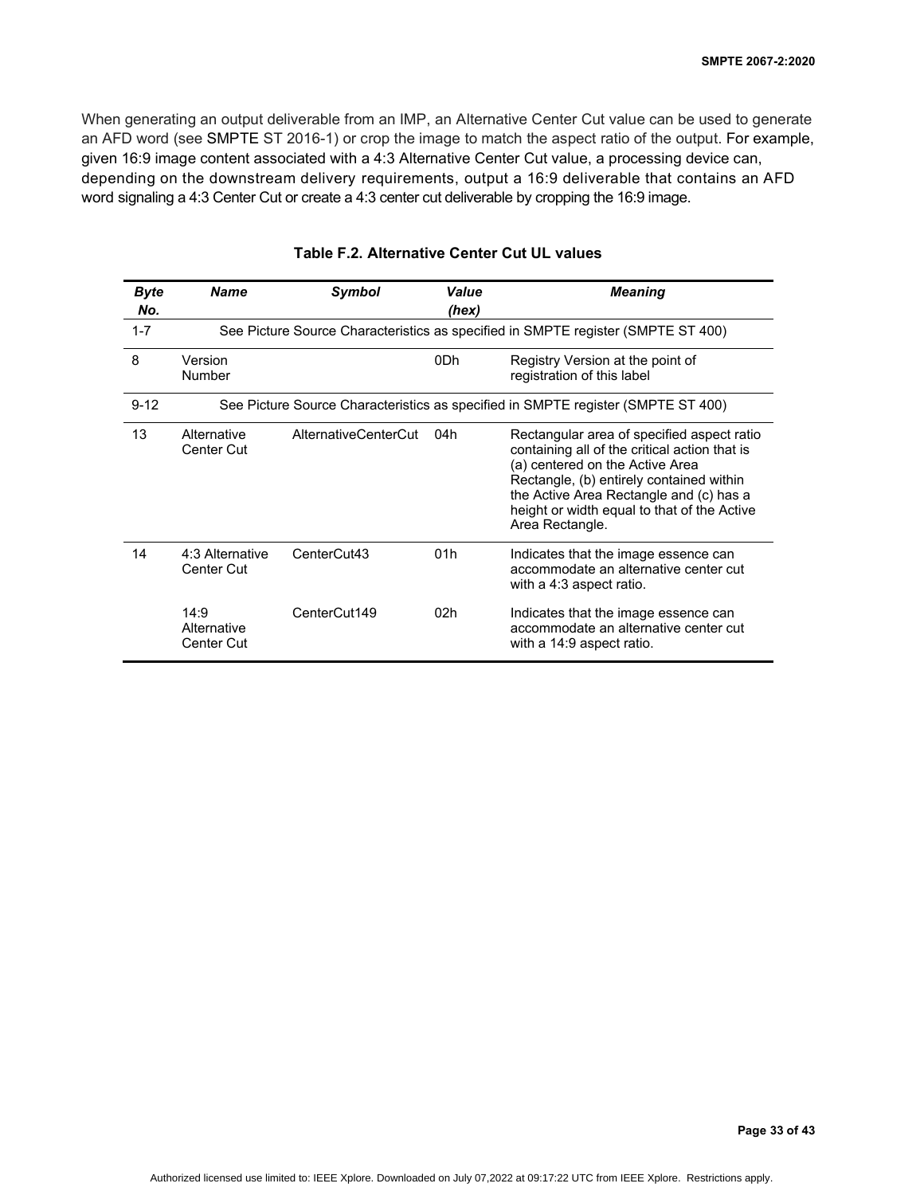When generating an output deliverable from an IMP, an Alternative Center Cut value can be used to generate an AFD word (see SMPTE ST 2016-1) or crop the image to match the aspect ratio of the output. For example, given 16:9 image content associated with a 4:3 Alternative Center Cut value, a processing device can, depending on the downstream delivery requirements, output a 16:9 deliverable that contains an AFD word signaling a 4:3 Center Cut or create a 4:3 center cut deliverable by cropping the 16:9 image.

**Table F.2. Alternative Center Cut UL values**

| *Byte No.* | *Name* | *Symbol* | *Value (hex)* | *Meaning* |
|---|---|---|---|---|
| 1-7 | See Picture Source Characteristics as specified in SMPTE register (SMPTE ST 400) | | | |
| 8 | Version Number | | 0Dh | Registry Version at the point of registration of this label |
| 9-12 | See Picture Source Characteristics as specified in SMPTE register (SMPTE ST 400) | | | |
| 13 | Alternative Center Cut | AlternativeCenterCut | 04h | Rectangular area of specified aspect ratio containing all of the critical action that is (a) centered on the Active Area Rectangle, (b) entirely contained within the Active Area Rectangle and (c) has a height or width equal to that of the Active Area Rectangle. |
| 14 | 4:3 Alternative Center Cut | CenterCut43 | 01h | Indicates that the image essence can accommodate an alternative center cut with a 4:3 aspect ratio. |
| | 14:9 Alternative Center Cut | CenterCut149 | 02h | Indicates that the image essence can accommodate an alternative center cut with a 14:9 aspect ratio. |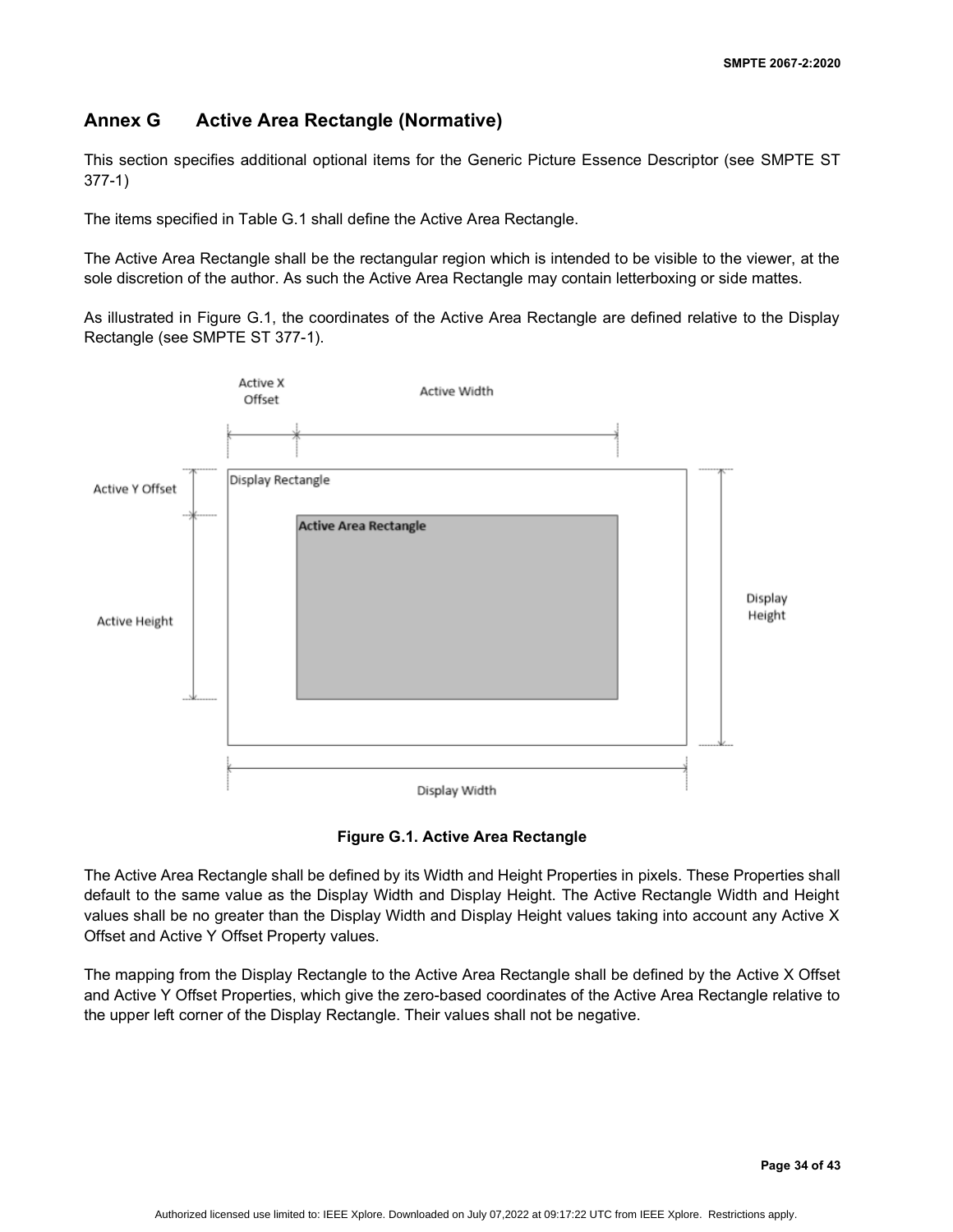## Annex G Active Area Rectangle (Normative)

This section specifies additional optional items for the Generic Picture Essence Descriptor (see SMPTE ST 377-1)

The items specified in Table G.1 shall define the Active Area Rectangle.

The Active Area Rectangle shall be the rectangular region which is intended to be visible to the viewer, at the sole discretion of the author. As such the Active Area Rectangle may contain letterboxing or side mattes.

As illustrated in Figure G.1, the coordinates of the Active Area Rectangle are defined relative to the Display Rectangle (see SMPTE ST 377-1).

**Figure G.1. Active Area Rectangle**

The Active Area Rectangle shall be defined by its Width and Height Properties in pixels. These Properties shall default to the same value as the Display Width and Display Height. The Active Rectangle Width and Height values shall be no greater than the Display Width and Display Height values taking into account any Active X Offset and Active Y Offset Property values.

The mapping from the Display Rectangle to the Active Area Rectangle shall be defined by the Active X Offset and Active Y Offset Properties, which give the zero-based coordinates of the Active Area Rectangle relative to the upper left corner of the Display Rectangle. Their values shall not be negative.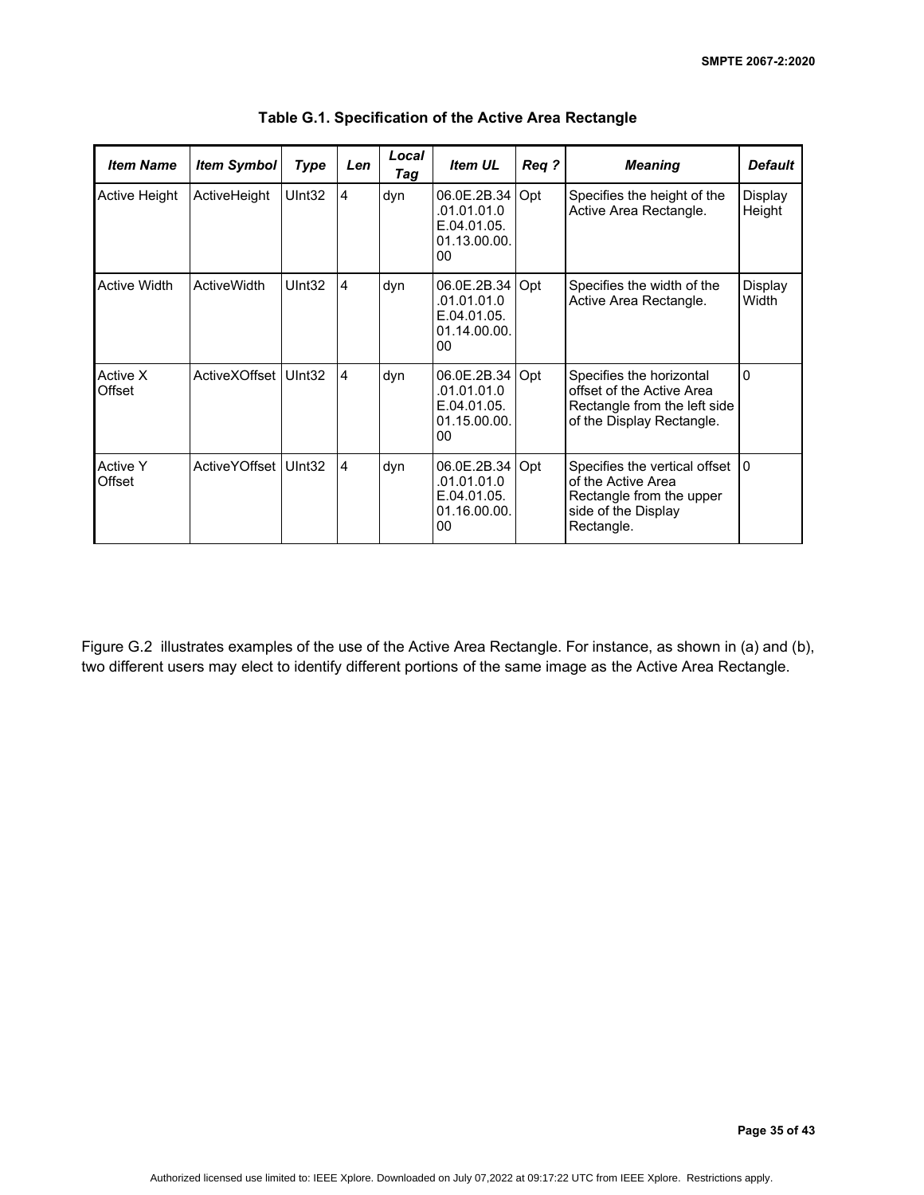**Table G.1. Specification of the Active Area Rectangle**

| *Item Name* | *Item Symbol* | *Type* | *Len* | *Local Tag* | *Item UL* | *Req ?* | *Meaning* | *Default* |
|---|---|---|---|---|---|---|---|---|
| Active Height | ActiveHeight | UInt32 | 4 | dyn | 06.0E.2B.34.01.01.01.0E.04.01.05.01.13.00.00.00 | Opt | Specifies the height of the Active Area Rectangle. | Display Height |
| Active Width | ActiveWidth | UInt32 | 4 | dyn | 06.0E.2B.34.01.01.01.0E.04.01.05.01.14.00.00.00 | Opt | Specifies the width of the Active Area Rectangle. | Display Width |
| Active X Offset | ActiveXOffset | UInt32 | 4 | dyn | 06.0E.2B.34.01.01.01.0E.04.01.05.01.15.00.00.00 | Opt | Specifies the horizontal offset of the Active Area Rectangle from the left side of the Display Rectangle. | 0 |
| Active Y Offset | ActiveYOffset | UInt32 | 4 | dyn | 06.0E.2B.34.01.01.01.0E.04.01.05.01.16.00.00.00 | Opt | Specifies the vertical offset of the Active Area Rectangle from the upper side of the Display Rectangle. | 0 |

Figure G.2 illustrates examples of the use of the Active Area Rectangle. For instance, as shown in (a) and (b), two different users may elect to identify different portions of the same image as the Active Area Rectangle.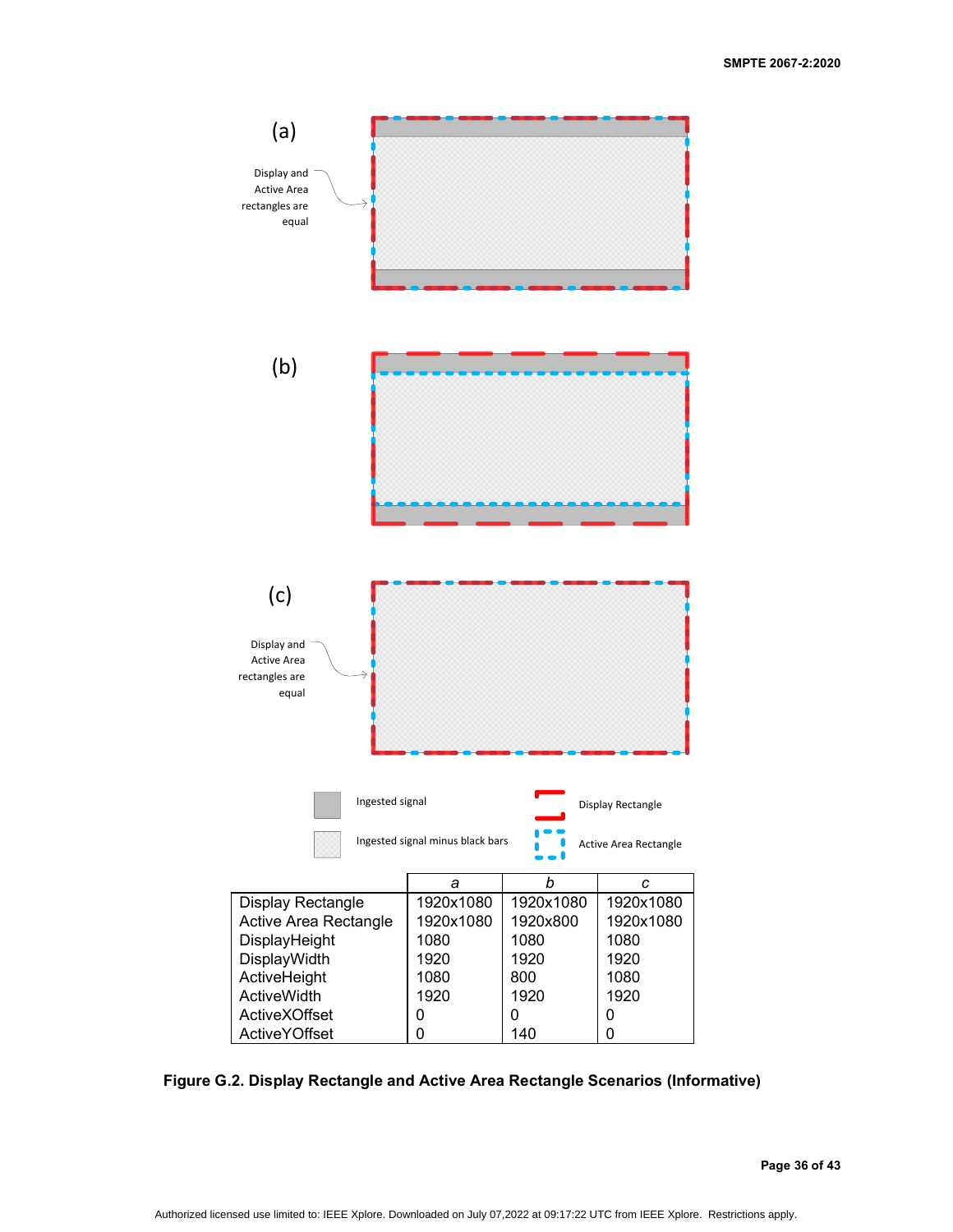(a)

Display and Active Area rectangles are equal

(b)

(c)

Display and Active Area rectangles are equal

Ingested signal

Ingested signal minus black bars

Display Rectangle

Active Area Rectangle

| | *a* | *b* | *c* |
|---|---|---|---|
| Display Rectangle | 1920x1080 | 1920x1080 | 1920x1080 |
| Active Area Rectangle | 1920x1080 | 1920x800 | 1920x1080 |
| DisplayHeight | 1080 | 1080 | 1080 |
| DisplayWidth | 1920 | 1920 | 1920 |
| ActiveHeight | 1080 | 800 | 1080 |
| ActiveWidth | 1920 | 1920 | 1920 |
| ActiveXOffset | 0 | 0 | 0 |
| ActiveYOffset | 0 | 140 | 0 |

**Figure G.2. Display Rectangle and Active Area Rectangle Scenarios (Informative)**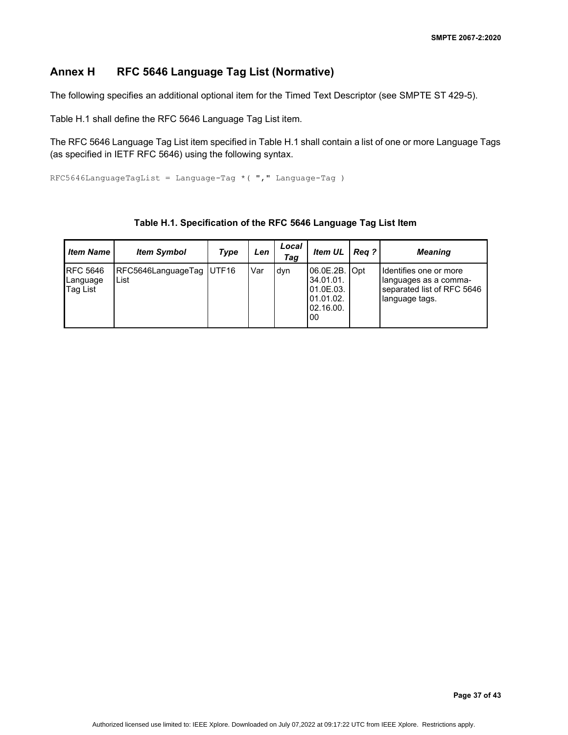## Annex H RFC 5646 Language Tag List (Normative)

The following specifies an additional optional item for the Timed Text Descriptor (see SMPTE ST 429-5).

Table H.1 shall define the RFC 5646 Language Tag List item.

The RFC 5646 Language Tag List item specified in Table H.1 shall contain a list of one or more Language Tags (as specified in IETF RFC 5646) using the following syntax.

```
RFC5646LanguageTagList = Language-Tag *( "," Language-Tag )
```

**Table H.1. Specification of the RFC 5646 Language Tag List Item**

| *Item Name* | *Item Symbol* | *Type* | *Len* | *Local Tag* | *Item UL* | *Req ?* | *Meaning* |
|---|---|---|---|---|---|---|---|
| RFC 5646 Language Tag List | RFC5646LanguageTagList | UTF16 | Var | dyn | 06.0E.2B.34.01.01.01.0E.03.01.01.02.02.16.00.00 | Opt | Identifies one or more languages as a comma-separated list of RFC 5646 language tags. |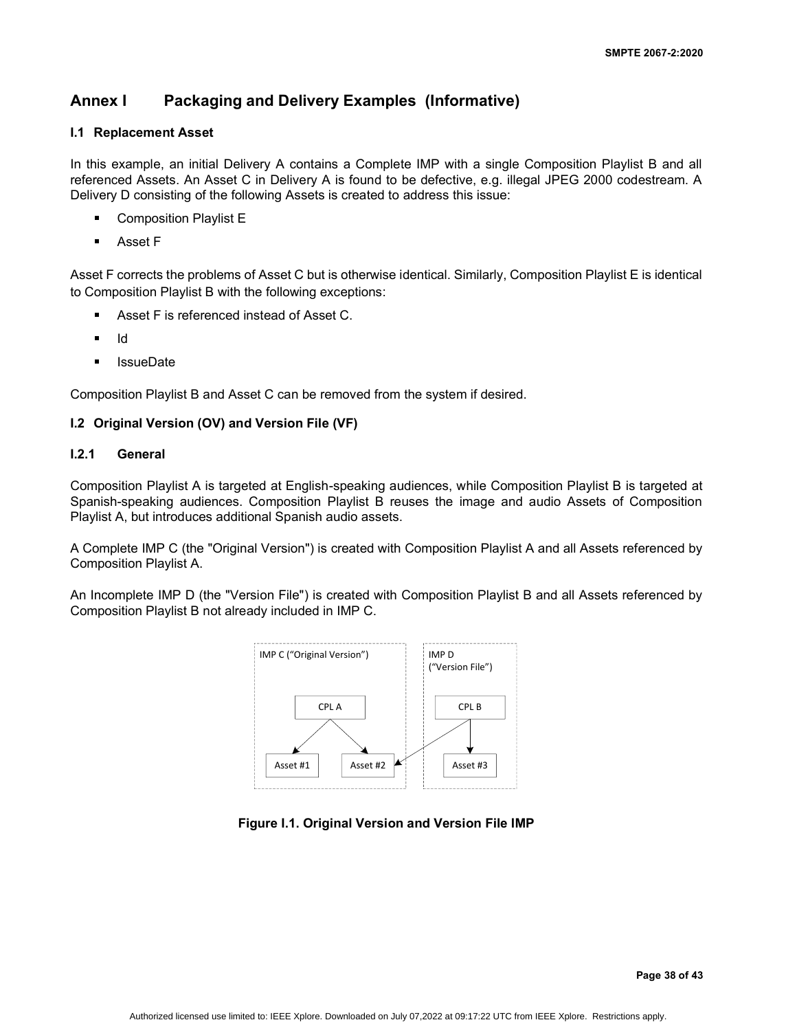# Annex I Packaging and Delivery Examples (Informative)

## I.1 Replacement Asset

In this example, an initial Delivery A contains a Complete IMP with a single Composition Playlist B and all referenced Assets. An Asset C in Delivery A is found to be defective, e.g. illegal JPEG 2000 codestream. A Delivery D consisting of the following Assets is created to address this issue:

- Composition Playlist E
- Asset F

Asset F corrects the problems of Asset C but is otherwise identical. Similarly, Composition Playlist E is identical to Composition Playlist B with the following exceptions:

- Asset F is referenced instead of Asset C.
- Id
- IssueDate

Composition Playlist B and Asset C can be removed from the system if desired.

## I.2 Original Version (OV) and Version File (VF)

### I.2.1 General

Composition Playlist A is targeted at English-speaking audiences, while Composition Playlist B is targeted at Spanish-speaking audiences. Composition Playlist B reuses the image and audio Assets of Composition Playlist A, but introduces additional Spanish audio assets.

A Complete IMP C (the "Original Version") is created with Composition Playlist A and all Assets referenced by Composition Playlist A.

An Incomplete IMP D (the "Version File") is created with Composition Playlist B and all Assets referenced by Composition Playlist B not already included in IMP C.

IMP C ("Original Version") | IMP D ("Version File") | CPL A | CPL B | Asset #1 | Asset #2 | Asset #3

**Figure I.1. Original Version and Version File IMP**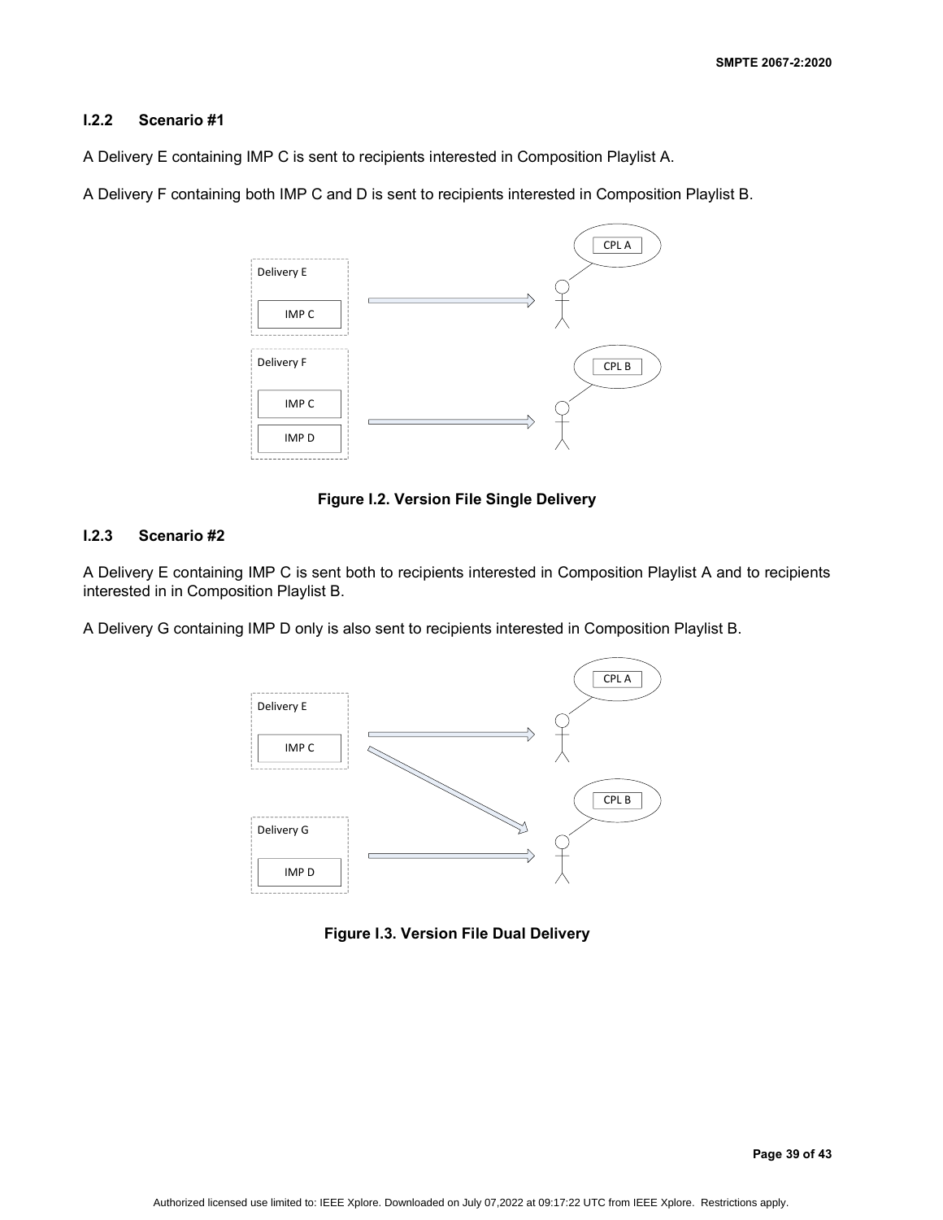### I.2.2 Scenario #1

A Delivery E containing IMP C is sent to recipients interested in Composition Playlist A.

A Delivery F containing both IMP C and D is sent to recipients interested in Composition Playlist B.

**Figure I.2. Version File Single Delivery**

### I.2.3 Scenario #2

A Delivery E containing IMP C is sent both to recipients interested in Composition Playlist A and to recipients interested in in Composition Playlist B.

A Delivery G containing IMP D only is also sent to recipients interested in Composition Playlist B.

**Figure I.3. Version File Dual Delivery**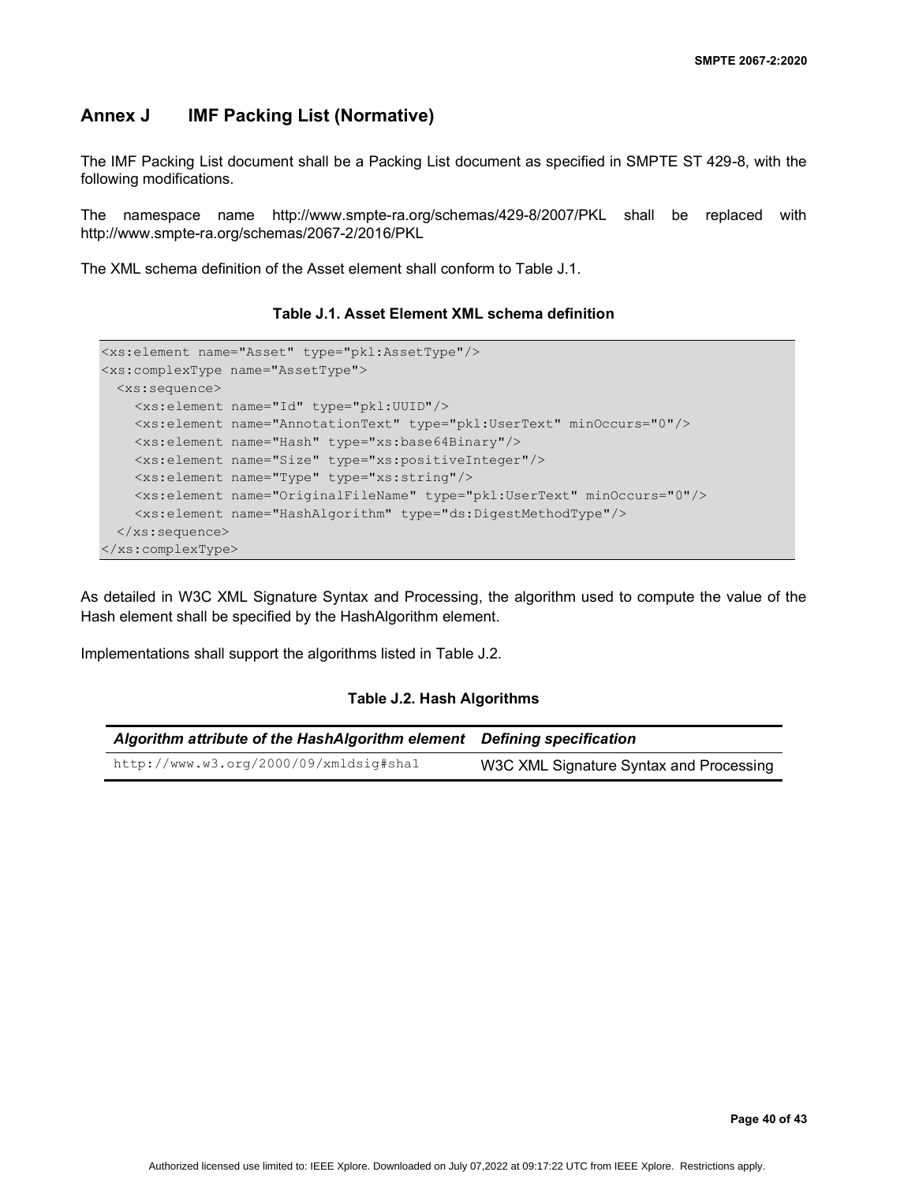## Annex J IMF Packing List (Normative)

The IMF Packing List document shall be a Packing List document as specified in SMPTE ST 429-8, with the following modifications.

The namespace name http://www.smpte-ra.org/schemas/429-8/2007/PKL shall be replaced with http://www.smpte-ra.org/schemas/2067-2/2016/PKL

The XML schema definition of the Asset element shall conform to Table J.1.

**Table J.1. Asset Element XML schema definition**

```
<xs:element name="Asset" type="pkl:AssetType"/>
<xs:complexType name="AssetType">
  <xs:sequence>
    <xs:element name="Id" type="pkl:UUID"/>
    <xs:element name="AnnotationText" type="pkl:UserText" minOccurs="0"/>
    <xs:element name="Hash" type="xs:base64Binary"/>
    <xs:element name="Size" type="xs:positiveInteger"/>
    <xs:element name="Type" type="xs:string"/>
    <xs:element name="OriginalFileName" type="pkl:UserText" minOccurs="0"/>
    <xs:element name="HashAlgorithm" type="ds:DigestMethodType"/>
  </xs:sequence>
</xs:complexType>
```

As detailed in W3C XML Signature Syntax and Processing, the algorithm used to compute the value of the Hash element shall be specified by the HashAlgorithm element.

Implementations shall support the algorithms listed in Table J.2.

**Table J.2. Hash Algorithms**

| *Algorithm attribute of the HashAlgorithm element* | *Defining specification* |
| --- | --- |
| `http://www.w3.org/2000/09/xmldsig#sha1` | W3C XML Signature Syntax and Processing |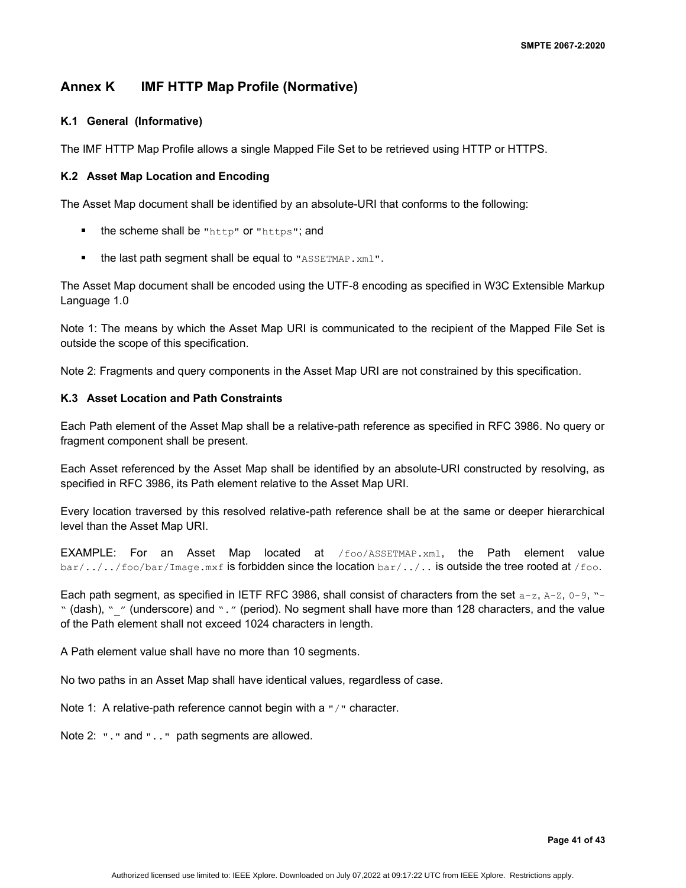# Annex K IMF HTTP Map Profile (Normative)

### K.1 General (Informative)

The IMF HTTP Map Profile allows a single Mapped File Set to be retrieved using HTTP or HTTPS.

### K.2 Asset Map Location and Encoding

The Asset Map document shall be identified by an absolute-URI that conforms to the following:

- the scheme shall be `"http"` or `"https"`; and
- the last path segment shall be equal to `"ASSETMAP.xml"`.

The Asset Map document shall be encoded using the UTF-8 encoding as specified in W3C Extensible Markup Language 1.0

Note 1: The means by which the Asset Map URI is communicated to the recipient of the Mapped File Set is outside the scope of this specification.

Note 2: Fragments and query components in the Asset Map URI are not constrained by this specification.

### K.3 Asset Location and Path Constraints

Each Path element of the Asset Map shall be a relative-path reference as specified in RFC 3986. No query or fragment component shall be present.

Each Asset referenced by the Asset Map shall be identified by an absolute-URI constructed by resolving, as specified in RFC 3986, its Path element relative to the Asset Map URI.

Every location traversed by this resolved relative-path reference shall be at the same or deeper hierarchical level than the Asset Map URI.

EXAMPLE: For an Asset Map located at `/foo/ASSETMAP.xml`, the Path element value `bar/../../foo/bar/Image.mxf` is forbidden since the location `bar/../..` is outside the tree rooted at `/foo`.

Each path segment, as specified in IETF RFC 3986, shall consist of characters from the set `a-z`, `A-Z`, `0-9`, "`-`" (dash), "`_`" (underscore) and "`.`" (period). No segment shall have more than 128 characters, and the value of the Path element shall not exceed 1024 characters in length.

A Path element value shall have no more than 10 segments.

No two paths in an Asset Map shall have identical values, regardless of case.

Note 1: A relative-path reference cannot begin with a `"/"` character.

Note 2: `"."` and `".."` path segments are allowed.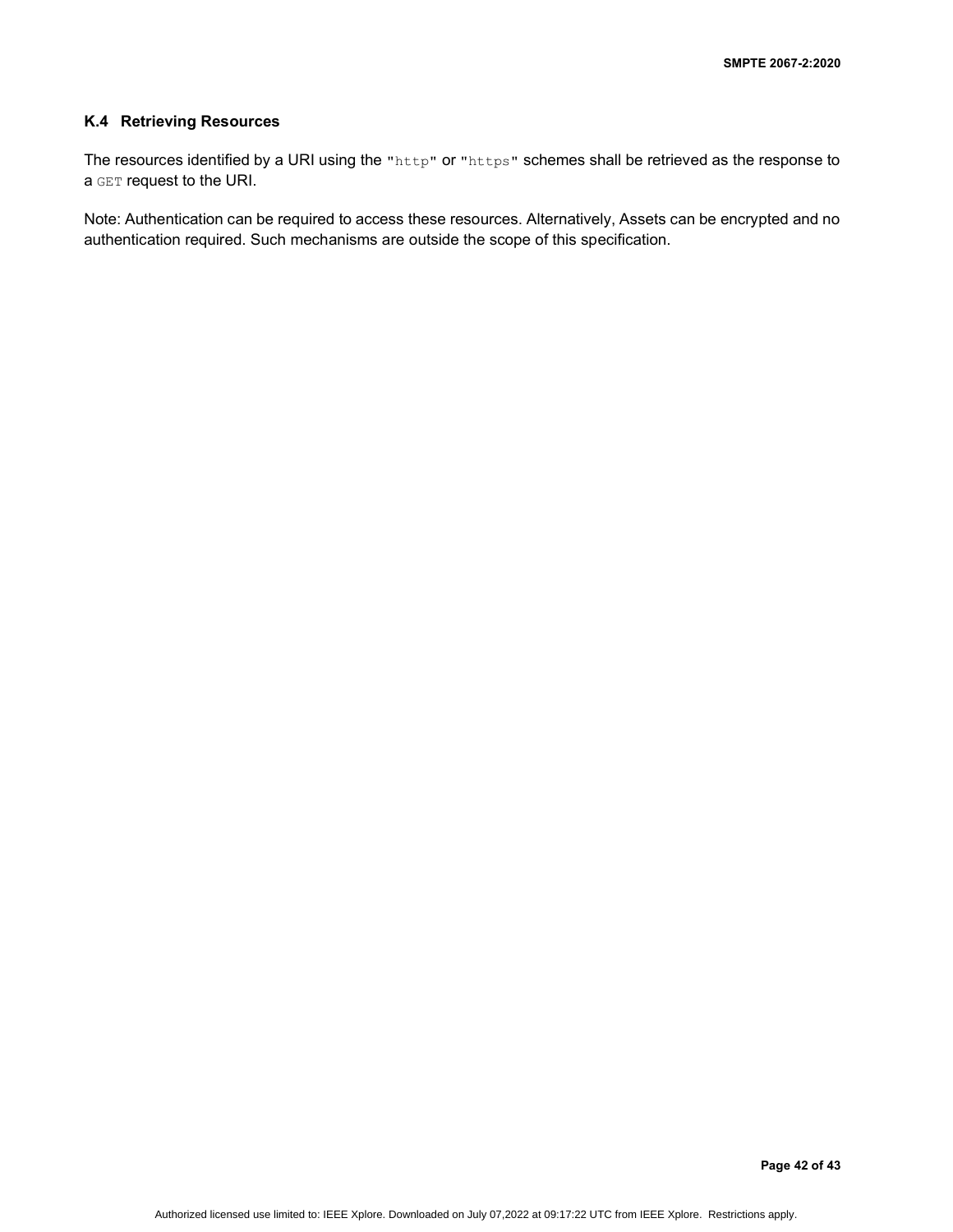## K.4 Retrieving Resources

The resources identified by a URI using the `"http"` or `"https"` schemes shall be retrieved as the response to a `GET` request to the URI.

Note: Authentication can be required to access these resources. Alternatively, Assets can be encrypted and no authentication required. Such mechanisms are outside the scope of this specification.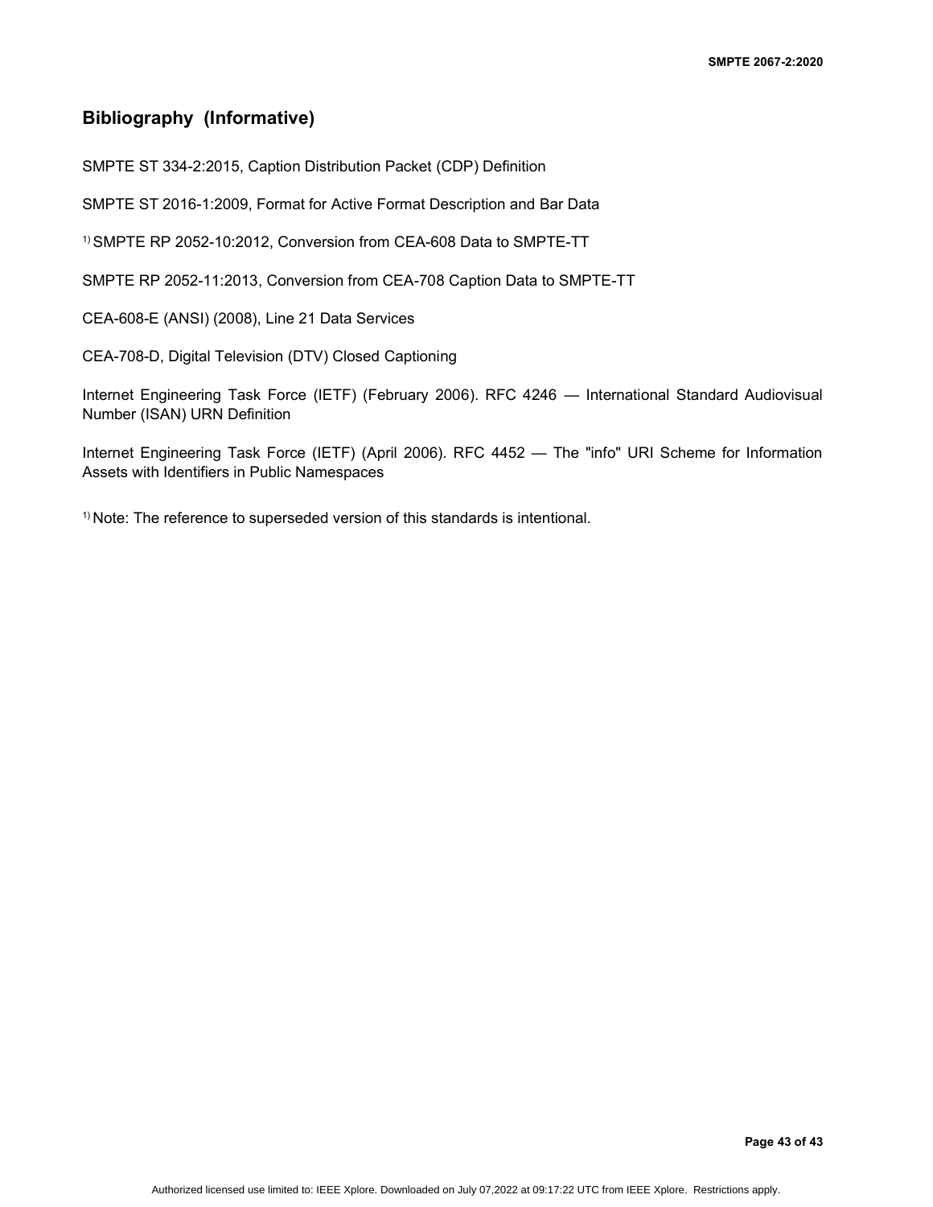## Bibliography (Informative)

SMPTE ST 334-2:2015, Caption Distribution Packet (CDP) Definition

SMPTE ST 2016-1:2009, Format for Active Format Description and Bar Data

[1)] SMPTE RP 2052-10:2012, Conversion from CEA-608 Data to SMPTE-TT

SMPTE RP 2052-11:2013, Conversion from CEA-708 Caption Data to SMPTE-TT

CEA-608-E (ANSI) (2008), Line 21 Data Services

CEA-708-D, Digital Television (DTV) Closed Captioning

Internet Engineering Task Force (IETF) (February 2006). RFC 4246 — International Standard Audiovisual Number (ISAN) URN Definition

Internet Engineering Task Force (IETF) (April 2006). RFC 4452 — The "info" URI Scheme for Information Assets with Identifiers in Public Namespaces

[1)] Note: The reference to superseded version of this standards is intentional.